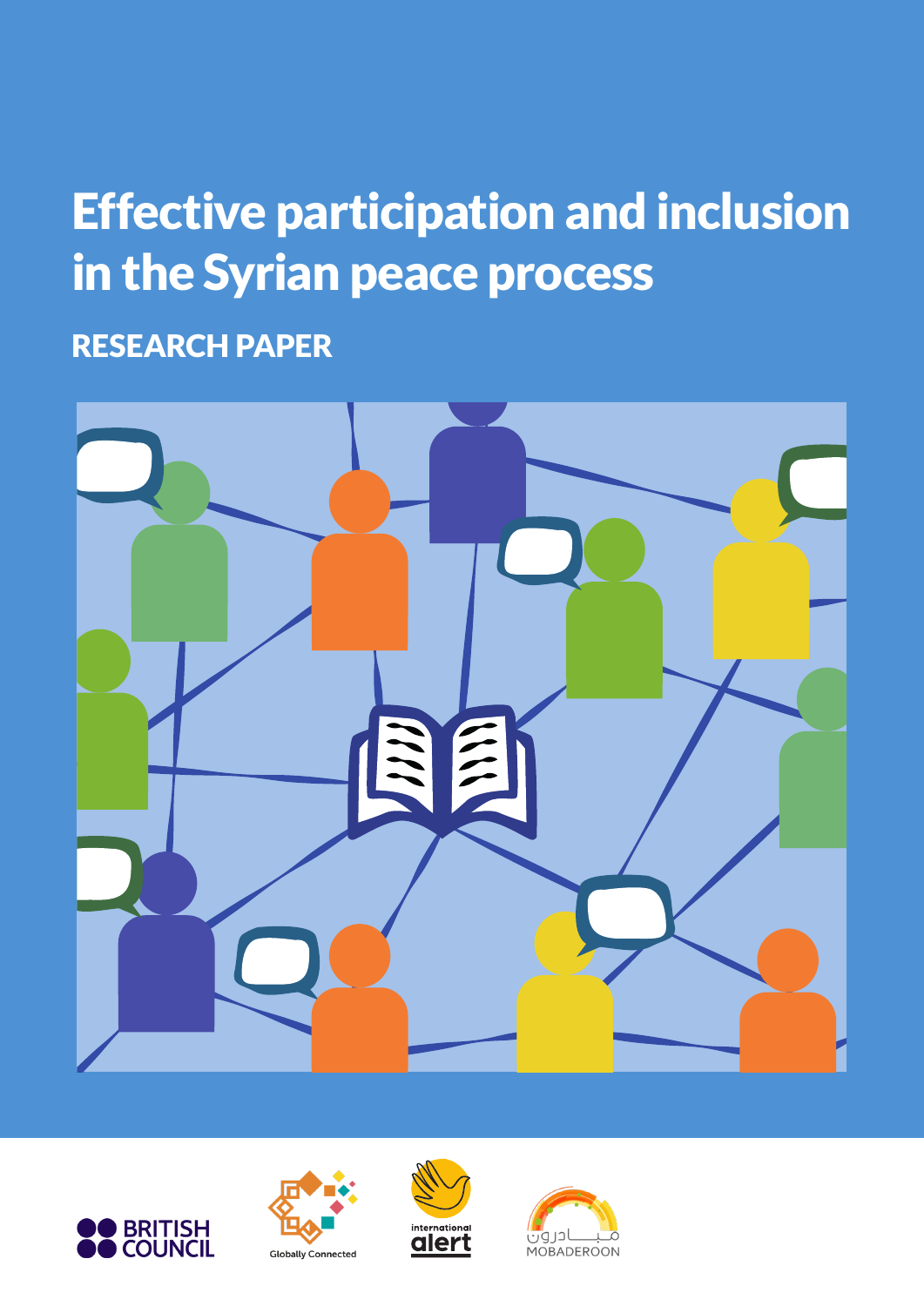# Effective participation and inclusion in the Syrian peace process

## RESEARCH PAPER

BRITISH COUNCIL

Globally Connected

international alert

مبادرون
MOBADEROON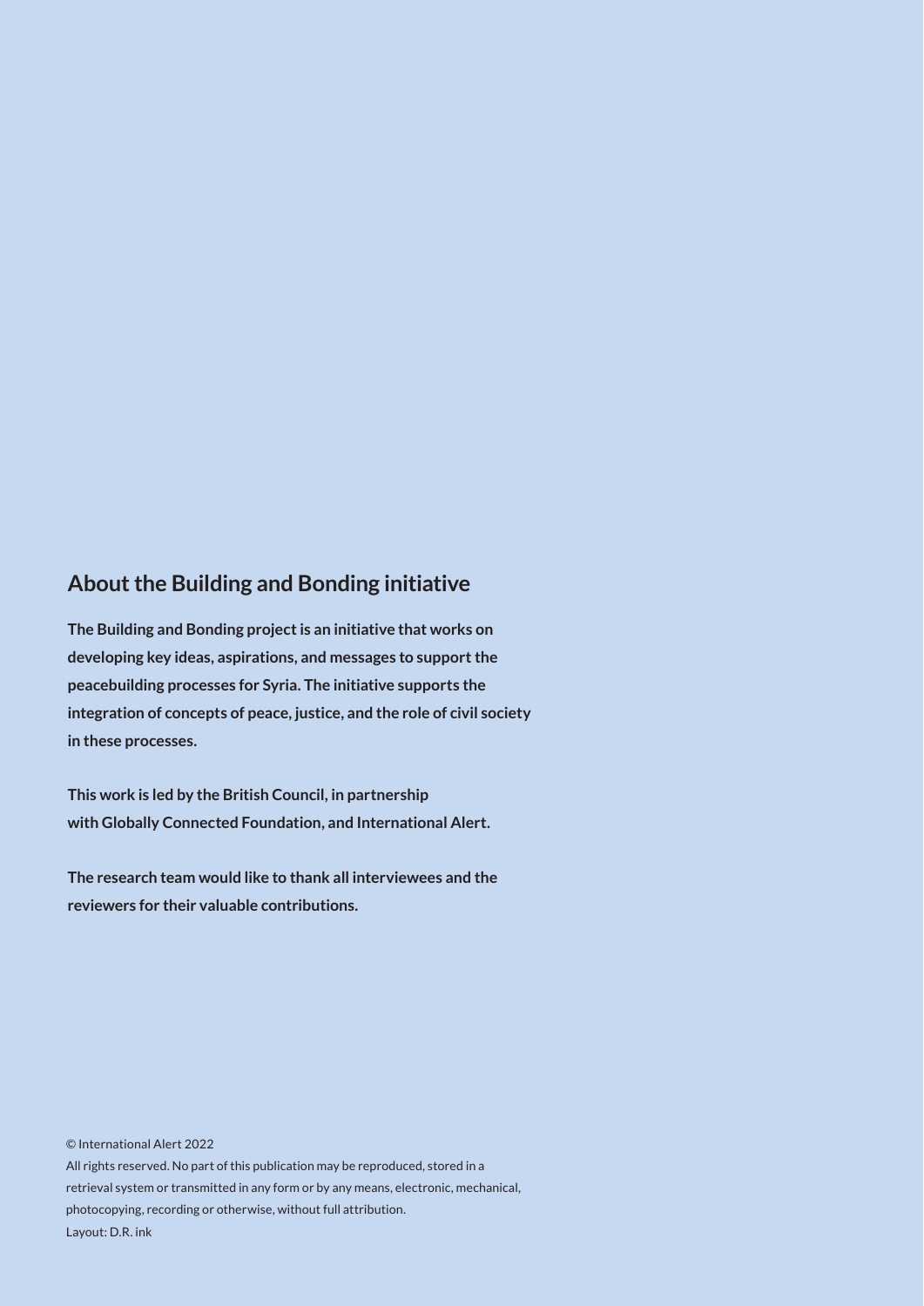## About the Building and Bonding initiative

**The Building and Bonding project is an initiative that works on developing key ideas, aspirations, and messages to support the peacebuilding processes for Syria. The initiative supports the integration of concepts of peace, justice, and the role of civil society in these processes.**

**This work is led by the British Council, in partnership with Globally Connected Foundation, and International Alert.**

**The research team would like to thank all interviewees and the reviewers for their valuable contributions.**

© International Alert 2022

All rights reserved. No part of this publication may be reproduced, stored in a retrieval system or transmitted in any form or by any means, electronic, mechanical, photocopying, recording or otherwise, without full attribution.

Layout: D.R. ink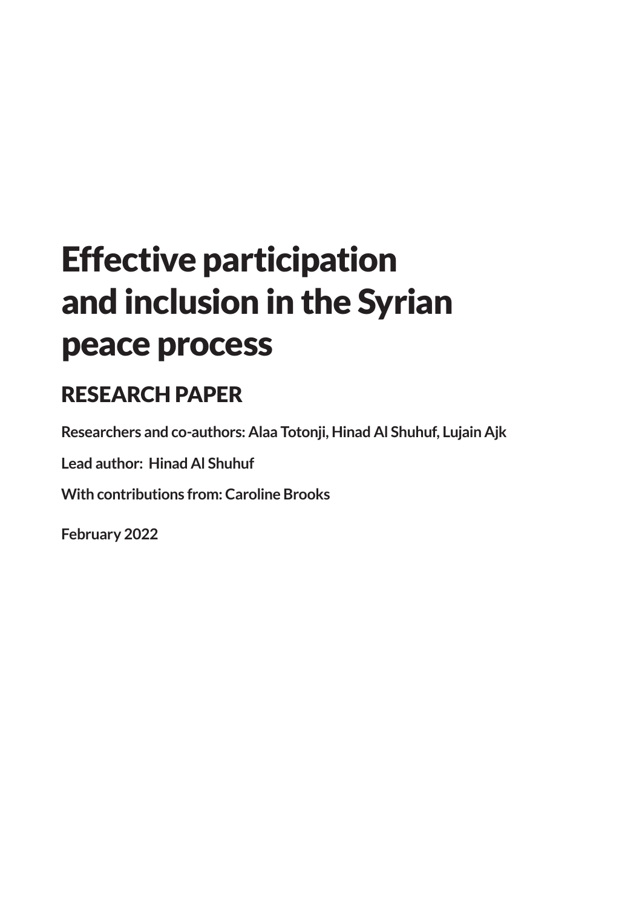# Effective participation and inclusion in the Syrian peace process

## RESEARCH PAPER

**Researchers and co-authors: Alaa Totonji, Hinad Al Shuhuf, Lujain Ajk**

**Lead author: Hinad Al Shuhuf**

**With contributions from: Caroline Brooks**

**February 2022**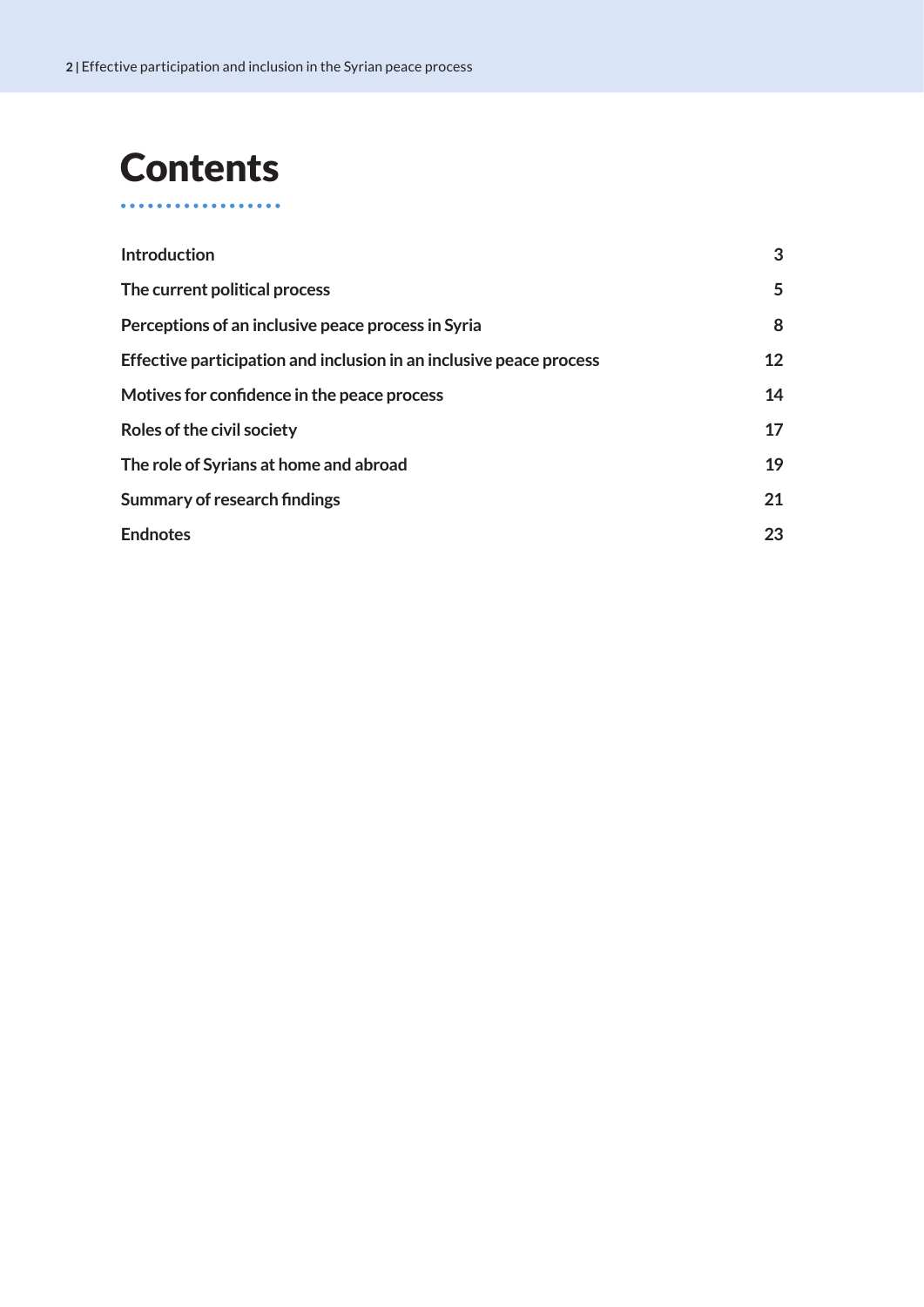# Contents

| | |
|---|---|
| **Introduction** | **3** |
| **The current political process** | **5** |
| **Perceptions of an inclusive peace process in Syria** | **8** |
| **Effective participation and inclusion in an inclusive peace process** | **12** |
| **Motives for confidence in the peace process** | **14** |
| **Roles of the civil society** | **17** |
| **The role of Syrians at home and abroad** | **19** |
| **Summary of research findings** | **21** |
| **Endnotes** | **23** |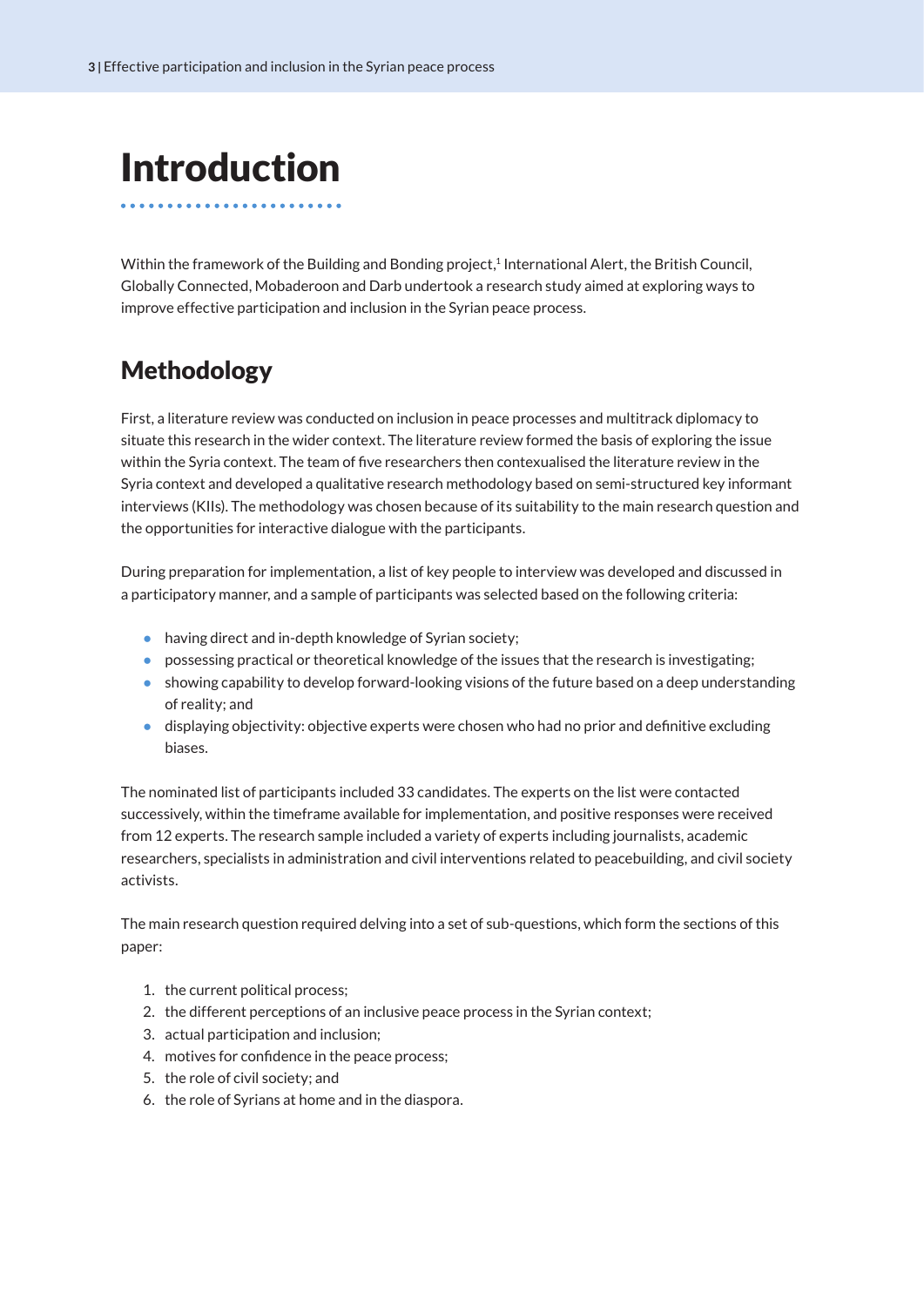# Introduction

Within the framework of the Building and Bonding project,[1] International Alert, the British Council, Globally Connected, Mobaderoon and Darb undertook a research study aimed at exploring ways to improve effective participation and inclusion in the Syrian peace process.

## Methodology

First, a literature review was conducted on inclusion in peace processes and multitrack diplomacy to situate this research in the wider context. The literature review formed the basis of exploring the issue within the Syria context. The team of five researchers then contexualised the literature review in the Syria context and developed a qualitative research methodology based on semi-structured key informant interviews (KIIs). The methodology was chosen because of its suitability to the main research question and the opportunities for interactive dialogue with the participants.

During preparation for implementation, a list of key people to interview was developed and discussed in a participatory manner, and a sample of participants was selected based on the following criteria:

- having direct and in-depth knowledge of Syrian society;
- possessing practical or theoretical knowledge of the issues that the research is investigating;
- showing capability to develop forward-looking visions of the future based on a deep understanding of reality; and
- displaying objectivity: objective experts were chosen who had no prior and definitive excluding biases.

The nominated list of participants included 33 candidates. The experts on the list were contacted successively, within the timeframe available for implementation, and positive responses were received from 12 experts. The research sample included a variety of experts including journalists, academic researchers, specialists in administration and civil interventions related to peacebuilding, and civil society activists.

The main research question required delving into a set of sub-questions, which form the sections of this paper:

1. the current political process;
2. the different perceptions of an inclusive peace process in the Syrian context;
3. actual participation and inclusion;
4. motives for confidence in the peace process;
5. the role of civil society; and
6. the role of Syrians at home and in the diaspora.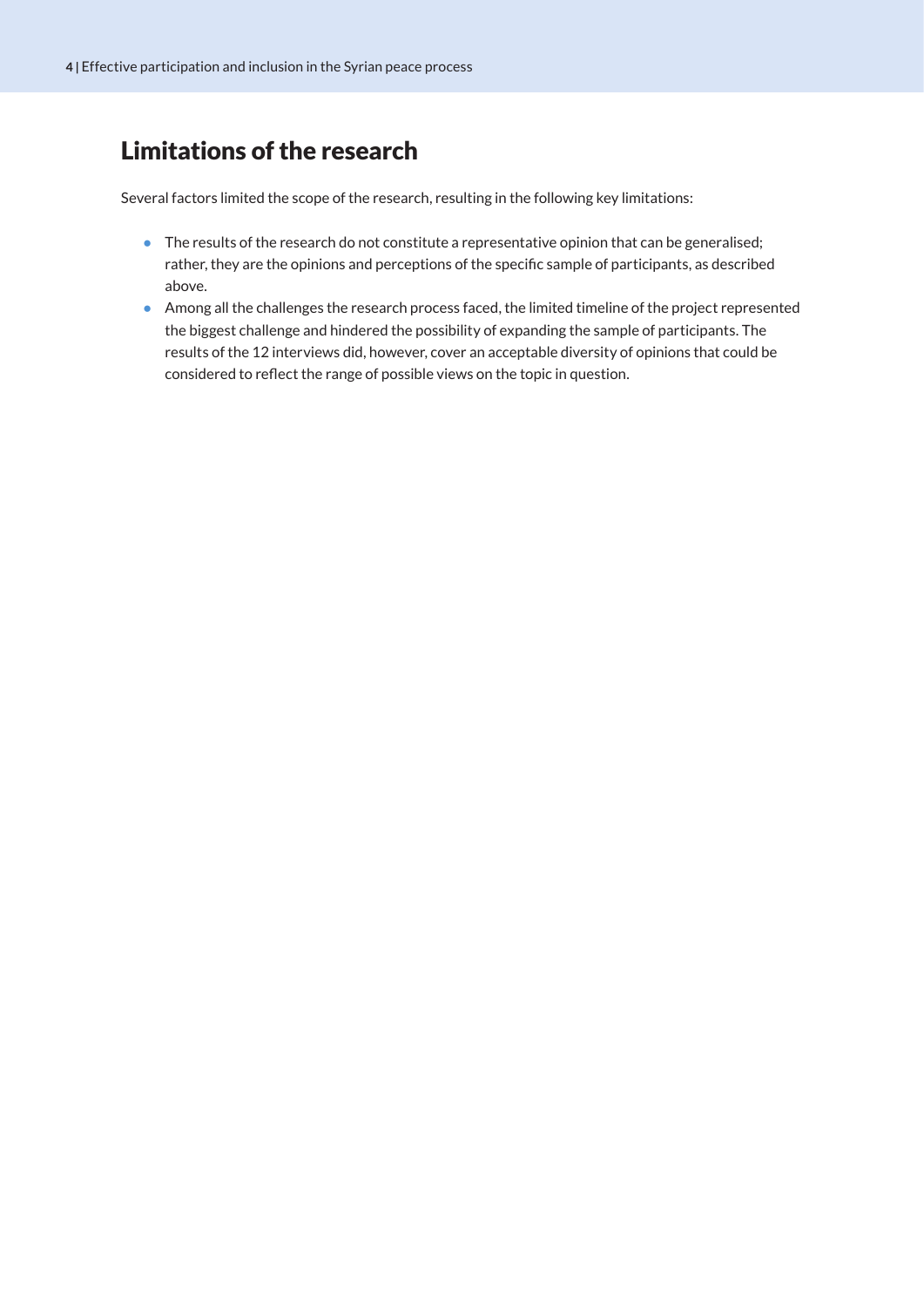## Limitations of the research

Several factors limited the scope of the research, resulting in the following key limitations:

- The results of the research do not constitute a representative opinion that can be generalised; rather, they are the opinions and perceptions of the specific sample of participants, as described above.
- Among all the challenges the research process faced, the limited timeline of the project represented the biggest challenge and hindered the possibility of expanding the sample of participants. The results of the 12 interviews did, however, cover an acceptable diversity of opinions that could be considered to reflect the range of possible views on the topic in question.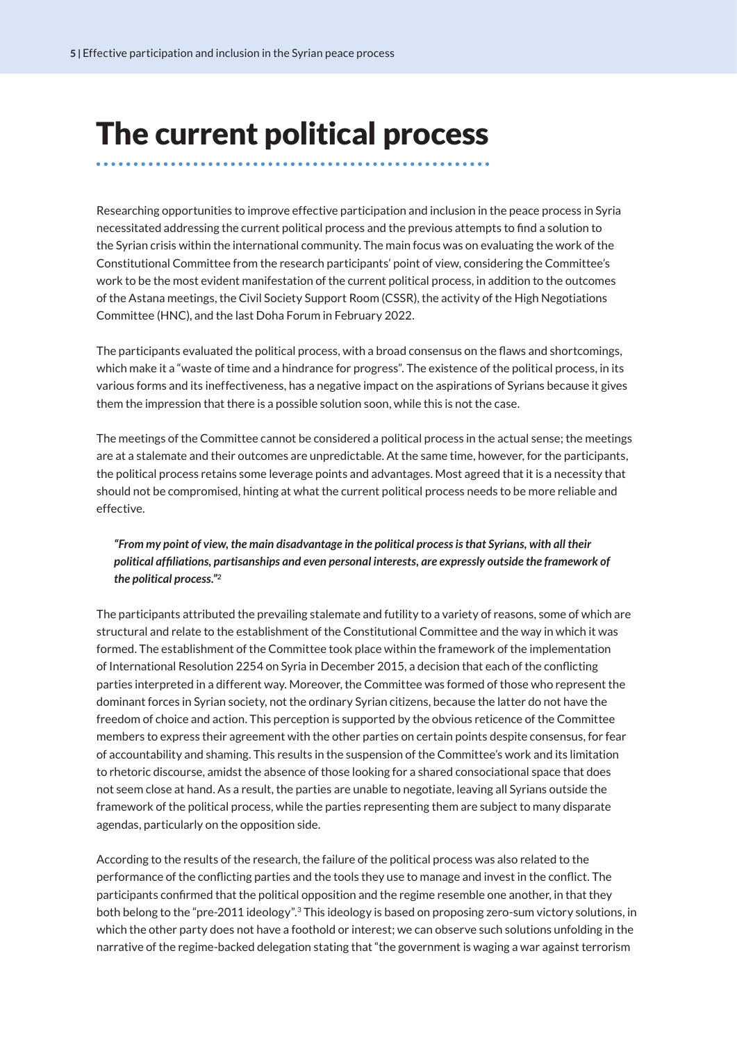# The current political process

Researching opportunities to improve effective participation and inclusion in the peace process in Syria necessitated addressing the current political process and the previous attempts to find a solution to the Syrian crisis within the international community. The main focus was on evaluating the work of the Constitutional Committee from the research participants' point of view, considering the Committee's work to be the most evident manifestation of the current political process, in addition to the outcomes of the Astana meetings, the Civil Society Support Room (CSSR), the activity of the High Negotiations Committee (HNC), and the last Doha Forum in February 2022.

The participants evaluated the political process, with a broad consensus on the flaws and shortcomings, which make it a "waste of time and a hindrance for progress". The existence of the political process, in its various forms and its ineffectiveness, has a negative impact on the aspirations of Syrians because it gives them the impression that there is a possible solution soon, while this is not the case.

The meetings of the Committee cannot be considered a political process in the actual sense; the meetings are at a stalemate and their outcomes are unpredictable. At the same time, however, for the participants, the political process retains some leverage points and advantages. Most agreed that it is a necessity that should not be compromised, hinting at what the current political process needs to be more reliable and effective.

> ***"From my point of view, the main disadvantage in the political process is that Syrians, with all their political affiliations, partisanships and even personal interests, are expressly outside the framework of the political process."[2]***

The participants attributed the prevailing stalemate and futility to a variety of reasons, some of which are structural and relate to the establishment of the Constitutional Committee and the way in which it was formed. The establishment of the Committee took place within the framework of the implementation of International Resolution 2254 on Syria in December 2015, a decision that each of the conflicting parties interpreted in a different way. Moreover, the Committee was formed of those who represent the dominant forces in Syrian society, not the ordinary Syrian citizens, because the latter do not have the freedom of choice and action. This perception is supported by the obvious reticence of the Committee members to express their agreement with the other parties on certain points despite consensus, for fear of accountability and shaming. This results in the suspension of the Committee's work and its limitation to rhetoric discourse, amidst the absence of those looking for a shared consociational space that does not seem close at hand. As a result, the parties are unable to negotiate, leaving all Syrians outside the framework of the political process, while the parties representing them are subject to many disparate agendas, particularly on the opposition side.

According to the results of the research, the failure of the political process was also related to the performance of the conflicting parties and the tools they use to manage and invest in the conflict. The participants confirmed that the political opposition and the regime resemble one another, in that they both belong to the "pre-2011 ideology".[3] This ideology is based on proposing zero-sum victory solutions, in which the other party does not have a foothold or interest; we can observe such solutions unfolding in the narrative of the regime-backed delegation stating that "the government is waging a war against terrorism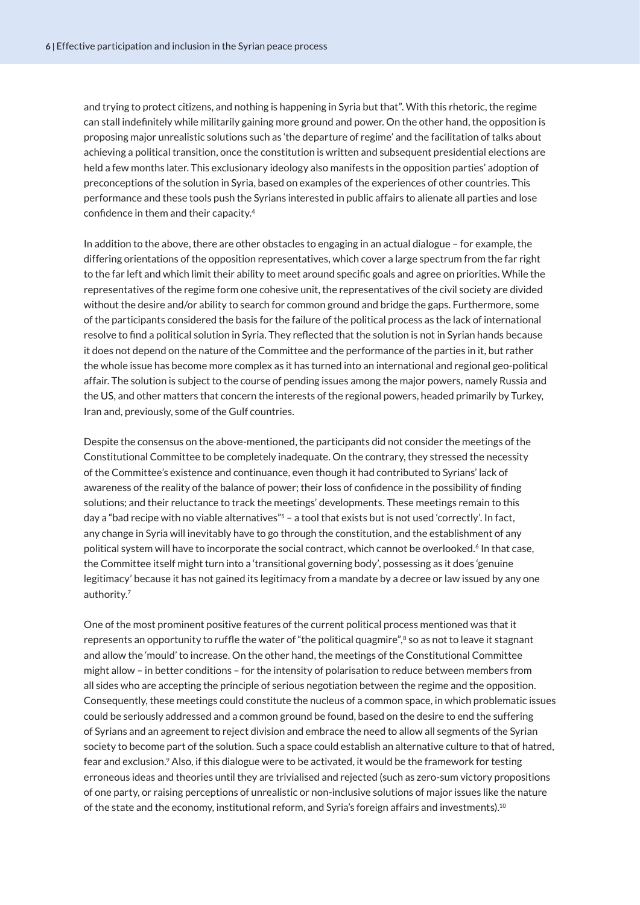and trying to protect citizens, and nothing is happening in Syria but that". With this rhetoric, the regime can stall indefinitely while militarily gaining more ground and power. On the other hand, the opposition is proposing major unrealistic solutions such as 'the departure of regime' and the facilitation of talks about achieving a political transition, once the constitution is written and subsequent presidential elections are held a few months later. This exclusionary ideology also manifests in the opposition parties' adoption of preconceptions of the solution in Syria, based on examples of the experiences of other countries. This performance and these tools push the Syrians interested in public affairs to alienate all parties and lose confidence in them and their capacity.[4]

In addition to the above, there are other obstacles to engaging in an actual dialogue – for example, the differing orientations of the opposition representatives, which cover a large spectrum from the far right to the far left and which limit their ability to meet around specific goals and agree on priorities. While the representatives of the regime form one cohesive unit, the representatives of the civil society are divided without the desire and/or ability to search for common ground and bridge the gaps. Furthermore, some of the participants considered the basis for the failure of the political process as the lack of international resolve to find a political solution in Syria. They reflected that the solution is not in Syrian hands because it does not depend on the nature of the Committee and the performance of the parties in it, but rather the whole issue has become more complex as it has turned into an international and regional geo-political affair. The solution is subject to the course of pending issues among the major powers, namely Russia and the US, and other matters that concern the interests of the regional powers, headed primarily by Turkey, Iran and, previously, some of the Gulf countries.

Despite the consensus on the above-mentioned, the participants did not consider the meetings of the Constitutional Committee to be completely inadequate. On the contrary, they stressed the necessity of the Committee's existence and continuance, even though it had contributed to Syrians' lack of awareness of the reality of the balance of power; their loss of confidence in the possibility of finding solutions; and their reluctance to track the meetings' developments. These meetings remain to this day a "bad recipe with no viable alternatives"[5] – a tool that exists but is not used 'correctly'. In fact, any change in Syria will inevitably have to go through the constitution, and the establishment of any political system will have to incorporate the social contract, which cannot be overlooked.[6] In that case, the Committee itself might turn into a 'transitional governing body', possessing as it does 'genuine legitimacy' because it has not gained its legitimacy from a mandate by a decree or law issued by any one authority.[7]

One of the most prominent positive features of the current political process mentioned was that it represents an opportunity to ruffle the water of "the political quagmire",[8] so as not to leave it stagnant and allow the 'mould' to increase. On the other hand, the meetings of the Constitutional Committee might allow – in better conditions – for the intensity of polarisation to reduce between members from all sides who are accepting the principle of serious negotiation between the regime and the opposition. Consequently, these meetings could constitute the nucleus of a common space, in which problematic issues could be seriously addressed and a common ground be found, based on the desire to end the suffering of Syrians and an agreement to reject division and embrace the need to allow all segments of the Syrian society to become part of the solution. Such a space could establish an alternative culture to that of hatred, fear and exclusion.[9] Also, if this dialogue were to be activated, it would be the framework for testing erroneous ideas and theories until they are trivialised and rejected (such as zero-sum victory propositions of one party, or raising perceptions of unrealistic or non-inclusive solutions of major issues like the nature of the state and the economy, institutional reform, and Syria's foreign affairs and investments).[10]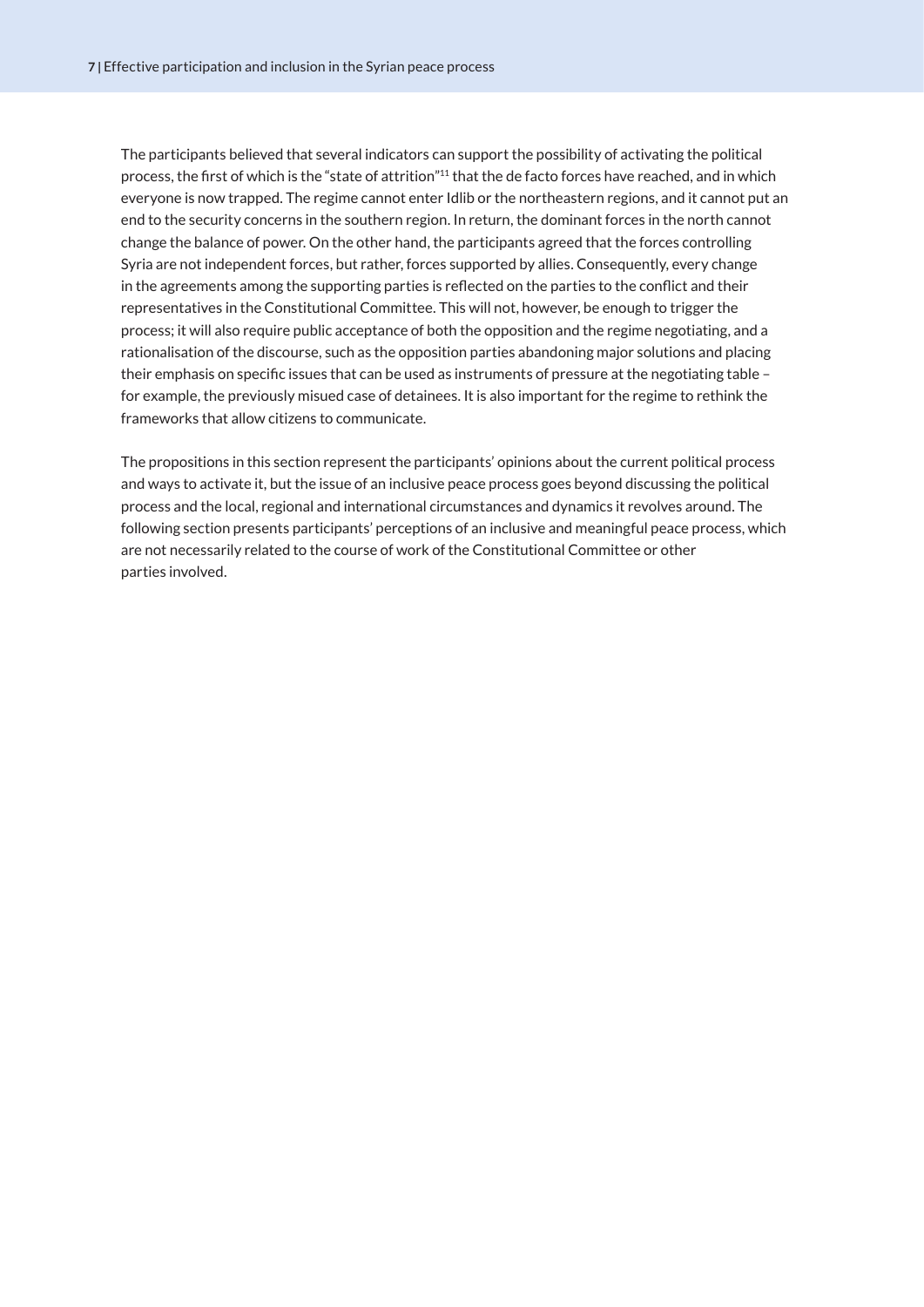The participants believed that several indicators can support the possibility of activating the political process, the first of which is the "state of attrition"[11] that the de facto forces have reached, and in which everyone is now trapped. The regime cannot enter Idlib or the northeastern regions, and it cannot put an end to the security concerns in the southern region. In return, the dominant forces in the north cannot change the balance of power. On the other hand, the participants agreed that the forces controlling Syria are not independent forces, but rather, forces supported by allies. Consequently, every change in the agreements among the supporting parties is reflected on the parties to the conflict and their representatives in the Constitutional Committee. This will not, however, be enough to trigger the process; it will also require public acceptance of both the opposition and the regime negotiating, and a rationalisation of the discourse, such as the opposition parties abandoning major solutions and placing their emphasis on specific issues that can be used as instruments of pressure at the negotiating table – for example, the previously misued case of detainees. It is also important for the regime to rethink the frameworks that allow citizens to communicate.

The propositions in this section represent the participants' opinions about the current political process and ways to activate it, but the issue of an inclusive peace process goes beyond discussing the political process and the local, regional and international circumstances and dynamics it revolves around. The following section presents participants' perceptions of an inclusive and meaningful peace process, which are not necessarily related to the course of work of the Constitutional Committee or other parties involved.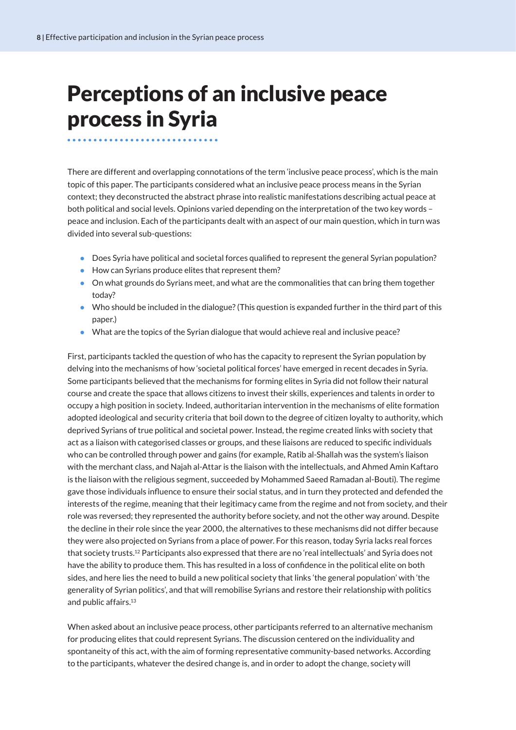# Perceptions of an inclusive peace process in Syria

There are different and overlapping connotations of the term 'inclusive peace process', which is the main topic of this paper. The participants considered what an inclusive peace process means in the Syrian context; they deconstructed the abstract phrase into realistic manifestations describing actual peace at both political and social levels. Opinions varied depending on the interpretation of the two key words – peace and inclusion. Each of the participants dealt with an aspect of our main question, which in turn was divided into several sub-questions:

- Does Syria have political and societal forces qualified to represent the general Syrian population?
- How can Syrians produce elites that represent them?
- On what grounds do Syrians meet, and what are the commonalities that can bring them together today?
- Who should be included in the dialogue? (This question is expanded further in the third part of this paper.)
- What are the topics of the Syrian dialogue that would achieve real and inclusive peace?

First, participants tackled the question of who has the capacity to represent the Syrian population by delving into the mechanisms of how 'societal political forces' have emerged in recent decades in Syria. Some participants believed that the mechanisms for forming elites in Syria did not follow their natural course and create the space that allows citizens to invest their skills, experiences and talents in order to occupy a high position in society. Indeed, authoritarian intervention in the mechanisms of elite formation adopted ideological and security criteria that boil down to the degree of citizen loyalty to authority, which deprived Syrians of true political and societal power. Instead, the regime created links with society that act as a liaison with categorised classes or groups, and these liaisons are reduced to specific individuals who can be controlled through power and gains (for example, Ratib al-Shallah was the system's liaison with the merchant class, and Najah al-Attar is the liaison with the intellectuals, and Ahmed Amin Kaftaro is the liaison with the religious segment, succeeded by Mohammed Saeed Ramadan al-Bouti). The regime gave those individuals influence to ensure their social status, and in turn they protected and defended the interests of the regime, meaning that their legitimacy came from the regime and not from society, and their role was reversed; they represented the authority before society, and not the other way around. Despite the decline in their role since the year 2000, the alternatives to these mechanisms did not differ because they were also projected on Syrians from a place of power. For this reason, today Syria lacks real forces that society trusts.[12] Participants also expressed that there are no 'real intellectuals' and Syria does not have the ability to produce them. This has resulted in a loss of confidence in the political elite on both sides, and here lies the need to build a new political society that links 'the general population' with 'the generality of Syrian politics', and that will remobilise Syrians and restore their relationship with politics and public affairs.[13]

When asked about an inclusive peace process, other participants referred to an alternative mechanism for producing elites that could represent Syrians. The discussion centered on the individuality and spontaneity of this act, with the aim of forming representative community-based networks. According to the participants, whatever the desired change is, and in order to adopt the change, society will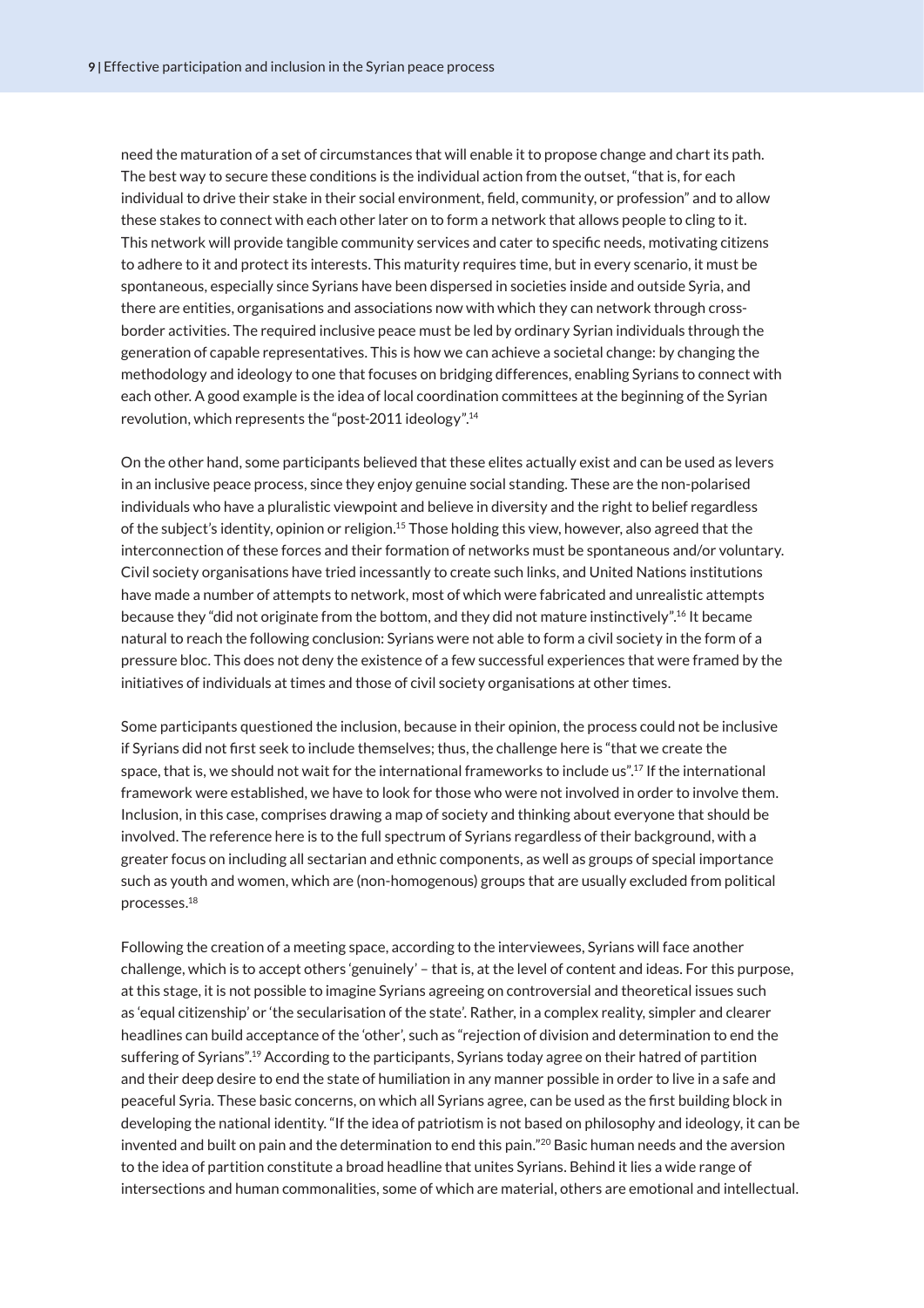need the maturation of a set of circumstances that will enable it to propose change and chart its path. The best way to secure these conditions is the individual action from the outset, "that is, for each individual to drive their stake in their social environment, field, community, or profession" and to allow these stakes to connect with each other later on to form a network that allows people to cling to it. This network will provide tangible community services and cater to specific needs, motivating citizens to adhere to it and protect its interests. This maturity requires time, but in every scenario, it must be spontaneous, especially since Syrians have been dispersed in societies inside and outside Syria, and there are entities, organisations and associations now with which they can network through cross-border activities. The required inclusive peace must be led by ordinary Syrian individuals through the generation of capable representatives. This is how we can achieve a societal change: by changing the methodology and ideology to one that focuses on bridging differences, enabling Syrians to connect with each other. A good example is the idea of local coordination committees at the beginning of the Syrian revolution, which represents the "post-2011 ideology".[14]

On the other hand, some participants believed that these elites actually exist and can be used as levers in an inclusive peace process, since they enjoy genuine social standing. These are the non-polarised individuals who have a pluralistic viewpoint and believe in diversity and the right to belief regardless of the subject's identity, opinion or religion.[15] Those holding this view, however, also agreed that the interconnection of these forces and their formation of networks must be spontaneous and/or voluntary. Civil society organisations have tried incessantly to create such links, and United Nations institutions have made a number of attempts to network, most of which were fabricated and unrealistic attempts because they "did not originate from the bottom, and they did not mature instinctively".[16] It became natural to reach the following conclusion: Syrians were not able to form a civil society in the form of a pressure bloc. This does not deny the existence of a few successful experiences that were framed by the initiatives of individuals at times and those of civil society organisations at other times.

Some participants questioned the inclusion, because in their opinion, the process could not be inclusive if Syrians did not first seek to include themselves; thus, the challenge here is "that we create the space, that is, we should not wait for the international frameworks to include us".[17] If the international framework were established, we have to look for those who were not involved in order to involve them. Inclusion, in this case, comprises drawing a map of society and thinking about everyone that should be involved. The reference here is to the full spectrum of Syrians regardless of their background, with a greater focus on including all sectarian and ethnic components, as well as groups of special importance such as youth and women, which are (non-homogenous) groups that are usually excluded from political processes.[18]

Following the creation of a meeting space, according to the interviewees, Syrians will face another challenge, which is to accept others 'genuinely' – that is, at the level of content and ideas. For this purpose, at this stage, it is not possible to imagine Syrians agreeing on controversial and theoretical issues such as 'equal citizenship' or 'the secularisation of the state'. Rather, in a complex reality, simpler and clearer headlines can build acceptance of the 'other', such as "rejection of division and determination to end the suffering of Syrians".[19] According to the participants, Syrians today agree on their hatred of partition and their deep desire to end the state of humiliation in any manner possible in order to live in a safe and peaceful Syria. These basic concerns, on which all Syrians agree, can be used as the first building block in developing the national identity. "If the idea of patriotism is not based on philosophy and ideology, it can be invented and built on pain and the determination to end this pain."[20] Basic human needs and the aversion to the idea of partition constitute a broad headline that unites Syrians. Behind it lies a wide range of intersections and human commonalities, some of which are material, others are emotional and intellectual.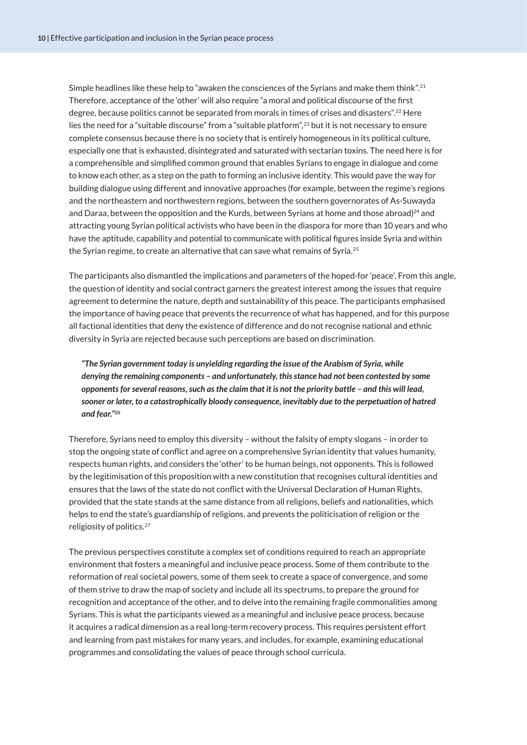Simple headlines like these help to "awaken the consciences of the Syrians and make them think".[21] Therefore, acceptance of the 'other' will also require "a moral and political discourse of the first degree, because politics cannot be separated from morals in times of crises and disasters".[22] Here lies the need for a "suitable discourse" from a "suitable platform",[23] but it is not necessary to ensure complete consensus because there is no society that is entirely homogeneous in its political culture, especially one that is exhausted, disintegrated and saturated with sectarian toxins. The need here is for a comprehensible and simplified common ground that enables Syrians to engage in dialogue and come to know each other, as a step on the path to forming an inclusive identity. This would pave the way for building dialogue using different and innovative approaches (for example, between the regime's regions and the northeastern and northwestern regions, between the southern governorates of As-Suwayda and Daraa, between the opposition and the Kurds, between Syrians at home and those abroad)[24] and attracting young Syrian political activists who have been in the diaspora for more than 10 years and who have the aptitude, capability and potential to communicate with political figures inside Syria and within the Syrian regime, to create an alternative that can save what remains of Syria.[25]

The participants also dismantled the implications and parameters of the hoped-for 'peace'. From this angle, the question of identity and social contract garners the greatest interest among the issues that require agreement to determine the nature, depth and sustainability of this peace. The participants emphasised the importance of having peace that prevents the recurrence of what has happened, and for this purpose all factional identities that deny the existence of difference and do not recognise national and ethnic diversity in Syria are rejected because such perceptions are based on discrimination.

> ***"The Syrian government today is unyielding regarding the issue of the Arabism of Syria, while denying the remaining components – and unfortunately, this stance had not been contested by some opponents for several reasons, such as the claim that it is not the priority battle – and this will lead, sooner or later, to a catastrophically bloody consequence, inevitably due to the perpetuation of hatred and fear."[26]***

Therefore, Syrians need to employ this diversity – without the falsity of empty slogans – in order to stop the ongoing state of conflict and agree on a comprehensive Syrian identity that values humanity, respects human rights, and considers the 'other' to be human beings, not opponents. This is followed by the legitimisation of this proposition with a new constitution that recognises cultural identities and ensures that the laws of the state do not conflict with the Universal Declaration of Human Rights, provided that the state stands at the same distance from all religions, beliefs and nationalities, which helps to end the state's guardianship of religions, and prevents the politicisation of religion or the religiosity of politics.[27]

The previous perspectives constitute a complex set of conditions required to reach an appropriate environment that fosters a meaningful and inclusive peace process. Some of them contribute to the reformation of real societal powers, some of them seek to create a space of convergence, and some of them strive to draw the map of society and include all its spectrums, to prepare the ground for recognition and acceptance of the other, and to delve into the remaining fragile commonalities among Syrians. This is what the participants viewed as a meaningful and inclusive peace process, because it acquires a radical dimension as a real long-term recovery process. This requires persistent effort and learning from past mistakes for many years, and includes, for example, examining educational programmes and consolidating the values of peace through school curricula.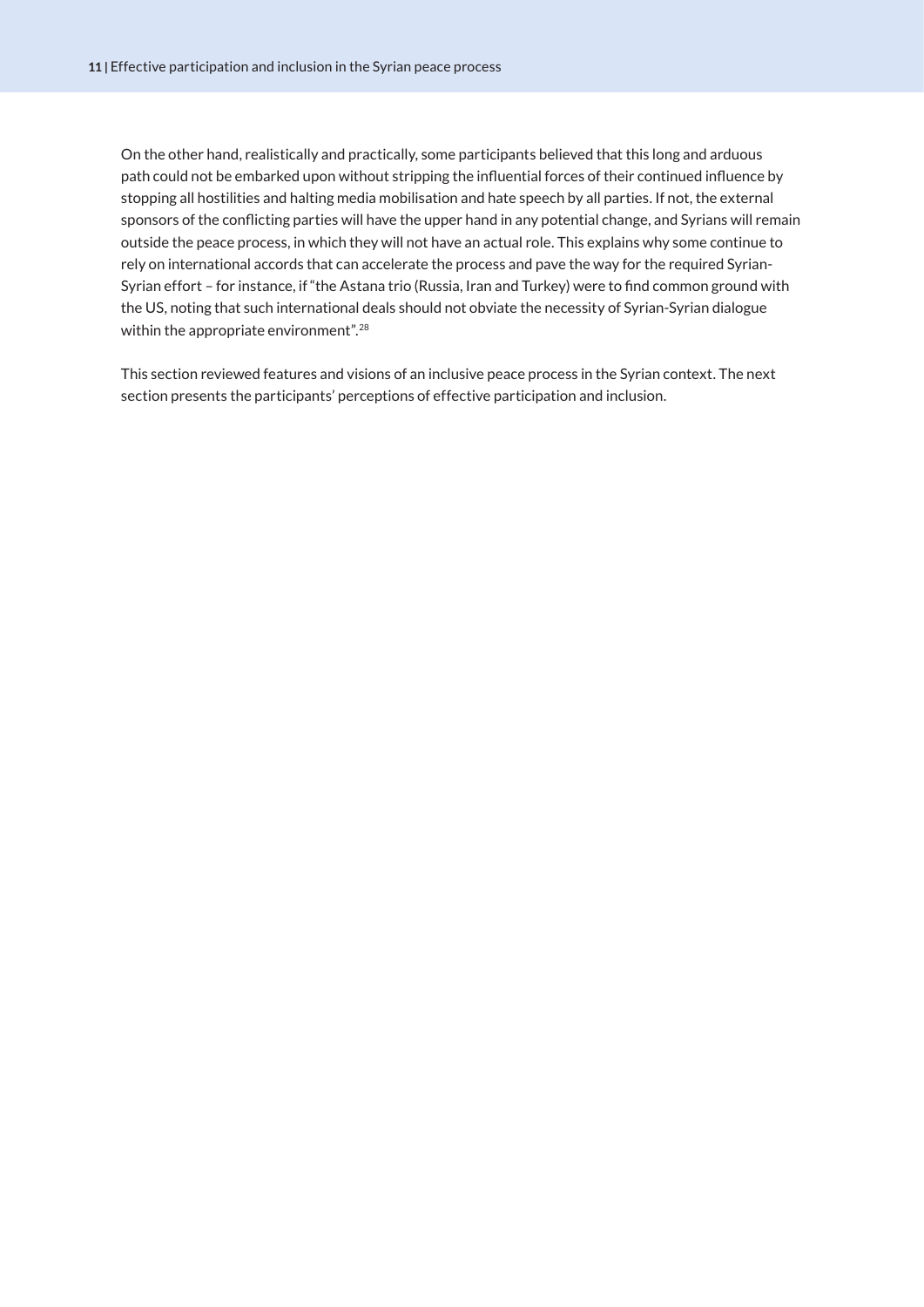On the other hand, realistically and practically, some participants believed that this long and arduous path could not be embarked upon without stripping the influential forces of their continued influence by stopping all hostilities and halting media mobilisation and hate speech by all parties. If not, the external sponsors of the conflicting parties will have the upper hand in any potential change, and Syrians will remain outside the peace process, in which they will not have an actual role. This explains why some continue to rely on international accords that can accelerate the process and pave the way for the required Syrian-Syrian effort – for instance, if "the Astana trio (Russia, Iran and Turkey) were to find common ground with the US, noting that such international deals should not obviate the necessity of Syrian-Syrian dialogue within the appropriate environment".[28]

This section reviewed features and visions of an inclusive peace process in the Syrian context. The next section presents the participants' perceptions of effective participation and inclusion.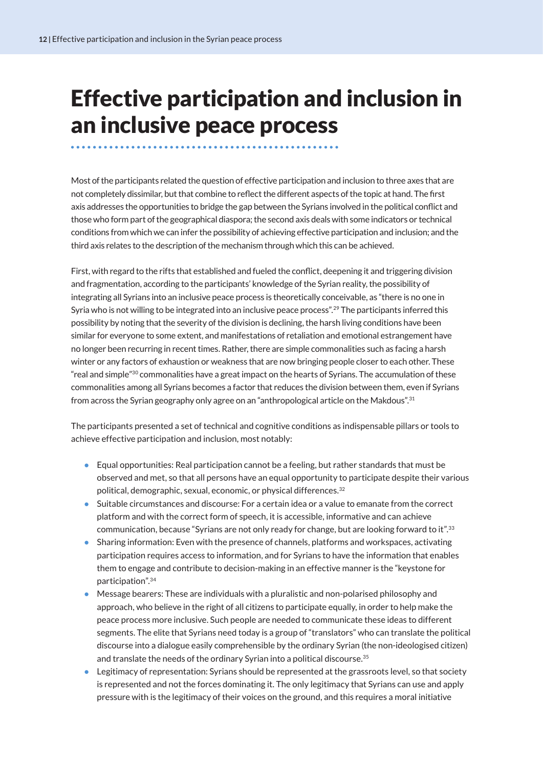# Effective participation and inclusion in an inclusive peace process

Most of the participants related the question of effective participation and inclusion to three axes that are not completely dissimilar, but that combine to reflect the different aspects of the topic at hand. The first axis addresses the opportunities to bridge the gap between the Syrians involved in the political conflict and those who form part of the geographical diaspora; the second axis deals with some indicators or technical conditions from which we can infer the possibility of achieving effective participation and inclusion; and the third axis relates to the description of the mechanism through which this can be achieved.

First, with regard to the rifts that established and fueled the conflict, deepening it and triggering division and fragmentation, according to the participants' knowledge of the Syrian reality, the possibility of integrating all Syrians into an inclusive peace process is theoretically conceivable, as "there is no one in Syria who is not willing to be integrated into an inclusive peace process".[29] The participants inferred this possibility by noting that the severity of the division is declining, the harsh living conditions have been similar for everyone to some extent, and manifestations of retaliation and emotional estrangement have no longer been recurring in recent times. Rather, there are simple commonalities such as facing a harsh winter or any factors of exhaustion or weakness that are now bringing people closer to each other. These "real and simple"[30] commonalities have a great impact on the hearts of Syrians. The accumulation of these commonalities among all Syrians becomes a factor that reduces the division between them, even if Syrians from across the Syrian geography only agree on an "anthropological article on the Makdous".[31]

The participants presented a set of technical and cognitive conditions as indispensable pillars or tools to achieve effective participation and inclusion, most notably:

- Equal opportunities: Real participation cannot be a feeling, but rather standards that must be observed and met, so that all persons have an equal opportunity to participate despite their various political, demographic, sexual, economic, or physical differences.[32]
- Suitable circumstances and discourse: For a certain idea or a value to emanate from the correct platform and with the correct form of speech, it is accessible, informative and can achieve communication, because "Syrians are not only ready for change, but are looking forward to it".[33]
- Sharing information: Even with the presence of channels, platforms and workspaces, activating participation requires access to information, and for Syrians to have the information that enables them to engage and contribute to decision-making in an effective manner is the "keystone for participation".[34]
- Message bearers: These are individuals with a pluralistic and non-polarised philosophy and approach, who believe in the right of all citizens to participate equally, in order to help make the peace process more inclusive. Such people are needed to communicate these ideas to different segments. The elite that Syrians need today is a group of "translators" who can translate the political discourse into a dialogue easily comprehensible by the ordinary Syrian (the non-ideologised citizen) and translate the needs of the ordinary Syrian into a political discourse.[35]
- Legitimacy of representation: Syrians should be represented at the grassroots level, so that society is represented and not the forces dominating it. The only legitimacy that Syrians can use and apply pressure with is the legitimacy of their voices on the ground, and this requires a moral initiative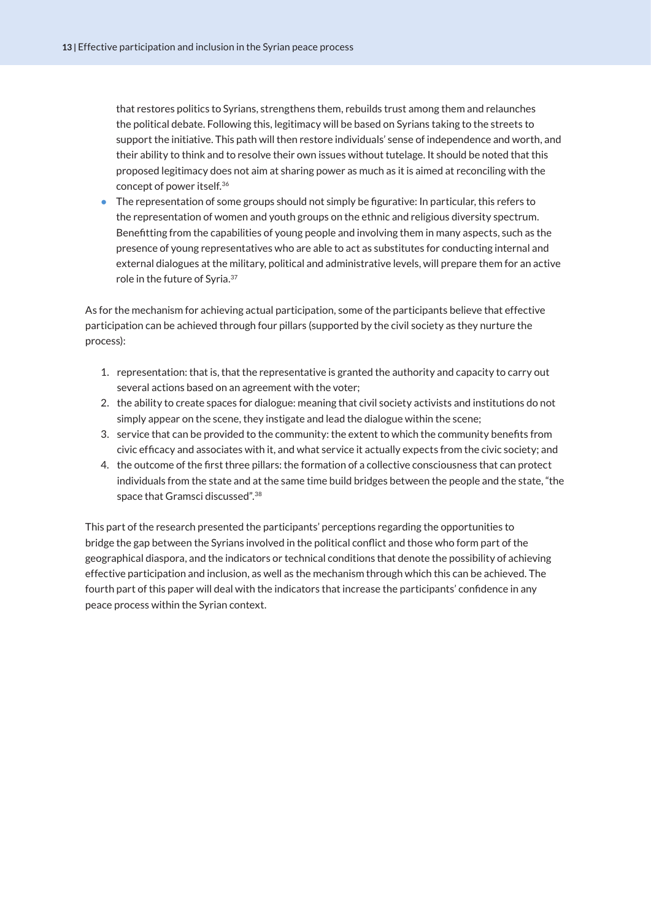that restores politics to Syrians, strengthens them, rebuilds trust among them and relaunches the political debate. Following this, legitimacy will be based on Syrians taking to the streets to support the initiative. This path will then restore individuals' sense of independence and worth, and their ability to think and to resolve their own issues without tutelage. It should be noted that this proposed legitimacy does not aim at sharing power as much as it is aimed at reconciling with the concept of power itself.[36]

- The representation of some groups should not simply be figurative: In particular, this refers to the representation of women and youth groups on the ethnic and religious diversity spectrum. Benefitting from the capabilities of young people and involving them in many aspects, such as the presence of young representatives who are able to act as substitutes for conducting internal and external dialogues at the military, political and administrative levels, will prepare them for an active role in the future of Syria.[37]

As for the mechanism for achieving actual participation, some of the participants believe that effective participation can be achieved through four pillars (supported by the civil society as they nurture the process):

1. representation: that is, that the representative is granted the authority and capacity to carry out several actions based on an agreement with the voter;
2. the ability to create spaces for dialogue: meaning that civil society activists and institutions do not simply appear on the scene, they instigate and lead the dialogue within the scene;
3. service that can be provided to the community: the extent to which the community benefits from civic efficacy and associates with it, and what service it actually expects from the civic society; and
4. the outcome of the first three pillars: the formation of a collective consciousness that can protect individuals from the state and at the same time build bridges between the people and the state, "the space that Gramsci discussed".[38]

This part of the research presented the participants' perceptions regarding the opportunities to bridge the gap between the Syrians involved in the political conflict and those who form part of the geographical diaspora, and the indicators or technical conditions that denote the possibility of achieving effective participation and inclusion, as well as the mechanism through which this can be achieved. The fourth part of this paper will deal with the indicators that increase the participants' confidence in any peace process within the Syrian context.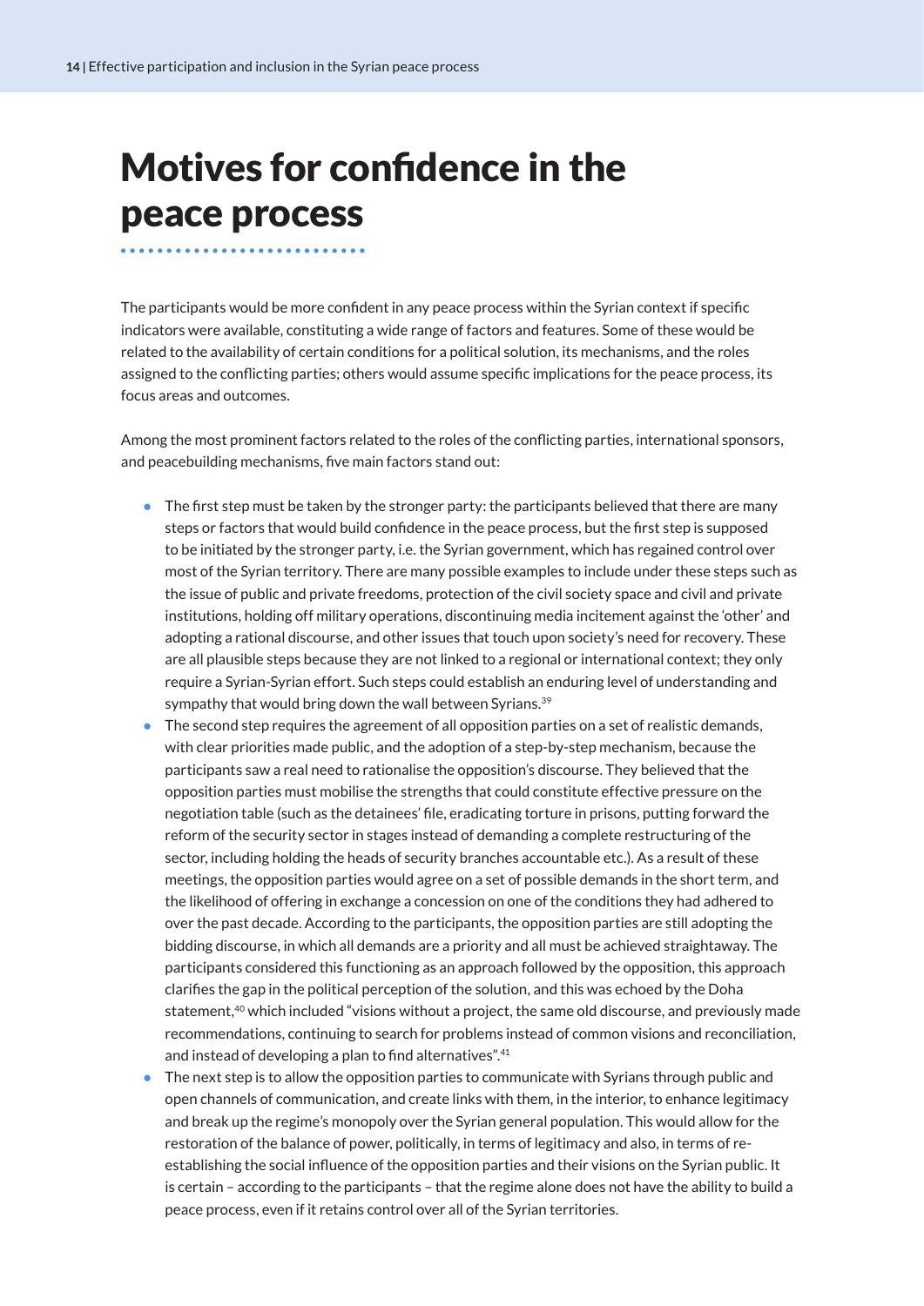# Motives for confidence in the peace process

The participants would be more confident in any peace process within the Syrian context if specific indicators were available, constituting a wide range of factors and features. Some of these would be related to the availability of certain conditions for a political solution, its mechanisms, and the roles assigned to the conflicting parties; others would assume specific implications for the peace process, its focus areas and outcomes.

Among the most prominent factors related to the roles of the conflicting parties, international sponsors, and peacebuilding mechanisms, five main factors stand out:

- The first step must be taken by the stronger party: the participants believed that there are many steps or factors that would build confidence in the peace process, but the first step is supposed to be initiated by the stronger party, i.e. the Syrian government, which has regained control over most of the Syrian territory. There are many possible examples to include under these steps such as the issue of public and private freedoms, protection of the civil society space and civil and private institutions, holding off military operations, discontinuing media incitement against the 'other' and adopting a rational discourse, and other issues that touch upon society's need for recovery. These are all plausible steps because they are not linked to a regional or international context; they only require a Syrian-Syrian effort. Such steps could establish an enduring level of understanding and sympathy that would bring down the wall between Syrians.[39]
- The second step requires the agreement of all opposition parties on a set of realistic demands, with clear priorities made public, and the adoption of a step-by-step mechanism, because the participants saw a real need to rationalise the opposition's discourse. They believed that the opposition parties must mobilise the strengths that could constitute effective pressure on the negotiation table (such as the detainees' file, eradicating torture in prisons, putting forward the reform of the security sector in stages instead of demanding a complete restructuring of the sector, including holding the heads of security branches accountable etc.). As a result of these meetings, the opposition parties would agree on a set of possible demands in the short term, and the likelihood of offering in exchange a concession on one of the conditions they had adhered to over the past decade. According to the participants, the opposition parties are still adopting the bidding discourse, in which all demands are a priority and all must be achieved straightaway. The participants considered this functioning as an approach followed by the opposition, this approach clarifies the gap in the political perception of the solution, and this was echoed by the Doha statement,[40] which included "visions without a project, the same old discourse, and previously made recommendations, continuing to search for problems instead of common visions and reconciliation, and instead of developing a plan to find alternatives".[41]
- The next step is to allow the opposition parties to communicate with Syrians through public and open channels of communication, and create links with them, in the interior, to enhance legitimacy and break up the regime's monopoly over the Syrian general population. This would allow for the restoration of the balance of power, politically, in terms of legitimacy and also, in terms of re-establishing the social influence of the opposition parties and their visions on the Syrian public. It is certain – according to the participants – that the regime alone does not have the ability to build a peace process, even if it retains control over all of the Syrian territories.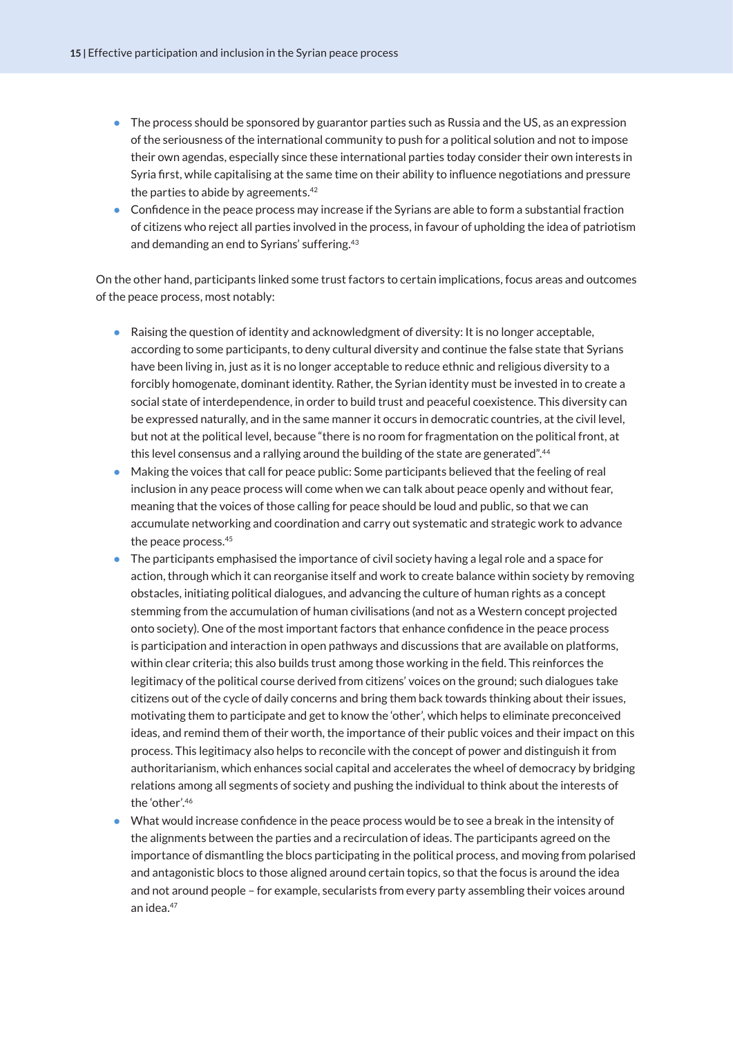- The process should be sponsored by guarantor parties such as Russia and the US, as an expression of the seriousness of the international community to push for a political solution and not to impose their own agendas, especially since these international parties today consider their own interests in Syria first, while capitalising at the same time on their ability to influence negotiations and pressure the parties to abide by agreements.[42]
- Confidence in the peace process may increase if the Syrians are able to form a substantial fraction of citizens who reject all parties involved in the process, in favour of upholding the idea of patriotism and demanding an end to Syrians' suffering.[43]

On the other hand, participants linked some trust factors to certain implications, focus areas and outcomes of the peace process, most notably:

- Raising the question of identity and acknowledgment of diversity: It is no longer acceptable, according to some participants, to deny cultural diversity and continue the false state that Syrians have been living in, just as it is no longer acceptable to reduce ethnic and religious diversity to a forcibly homogenate, dominant identity. Rather, the Syrian identity must be invested in to create a social state of interdependence, in order to build trust and peaceful coexistence. This diversity can be expressed naturally, and in the same manner it occurs in democratic countries, at the civil level, but not at the political level, because "there is no room for fragmentation on the political front, at this level consensus and a rallying around the building of the state are generated".[44]
- Making the voices that call for peace public: Some participants believed that the feeling of real inclusion in any peace process will come when we can talk about peace openly and without fear, meaning that the voices of those calling for peace should be loud and public, so that we can accumulate networking and coordination and carry out systematic and strategic work to advance the peace process.[45]
- The participants emphasised the importance of civil society having a legal role and a space for action, through which it can reorganise itself and work to create balance within society by removing obstacles, initiating political dialogues, and advancing the culture of human rights as a concept stemming from the accumulation of human civilisations (and not as a Western concept projected onto society). One of the most important factors that enhance confidence in the peace process is participation and interaction in open pathways and discussions that are available on platforms, within clear criteria; this also builds trust among those working in the field. This reinforces the legitimacy of the political course derived from citizens' voices on the ground; such dialogues take citizens out of the cycle of daily concerns and bring them back towards thinking about their issues, motivating them to participate and get to know the 'other', which helps to eliminate preconceived ideas, and remind them of their worth, the importance of their public voices and their impact on this process. This legitimacy also helps to reconcile with the concept of power and distinguish it from authoritarianism, which enhances social capital and accelerates the wheel of democracy by bridging relations among all segments of society and pushing the individual to think about the interests of the 'other'.[46]
- What would increase confidence in the peace process would be to see a break in the intensity of the alignments between the parties and a recirculation of ideas. The participants agreed on the importance of dismantling the blocs participating in the political process, and moving from polarised and antagonistic blocs to those aligned around certain topics, so that the focus is around the idea and not around people – for example, secularists from every party assembling their voices around an idea.[47]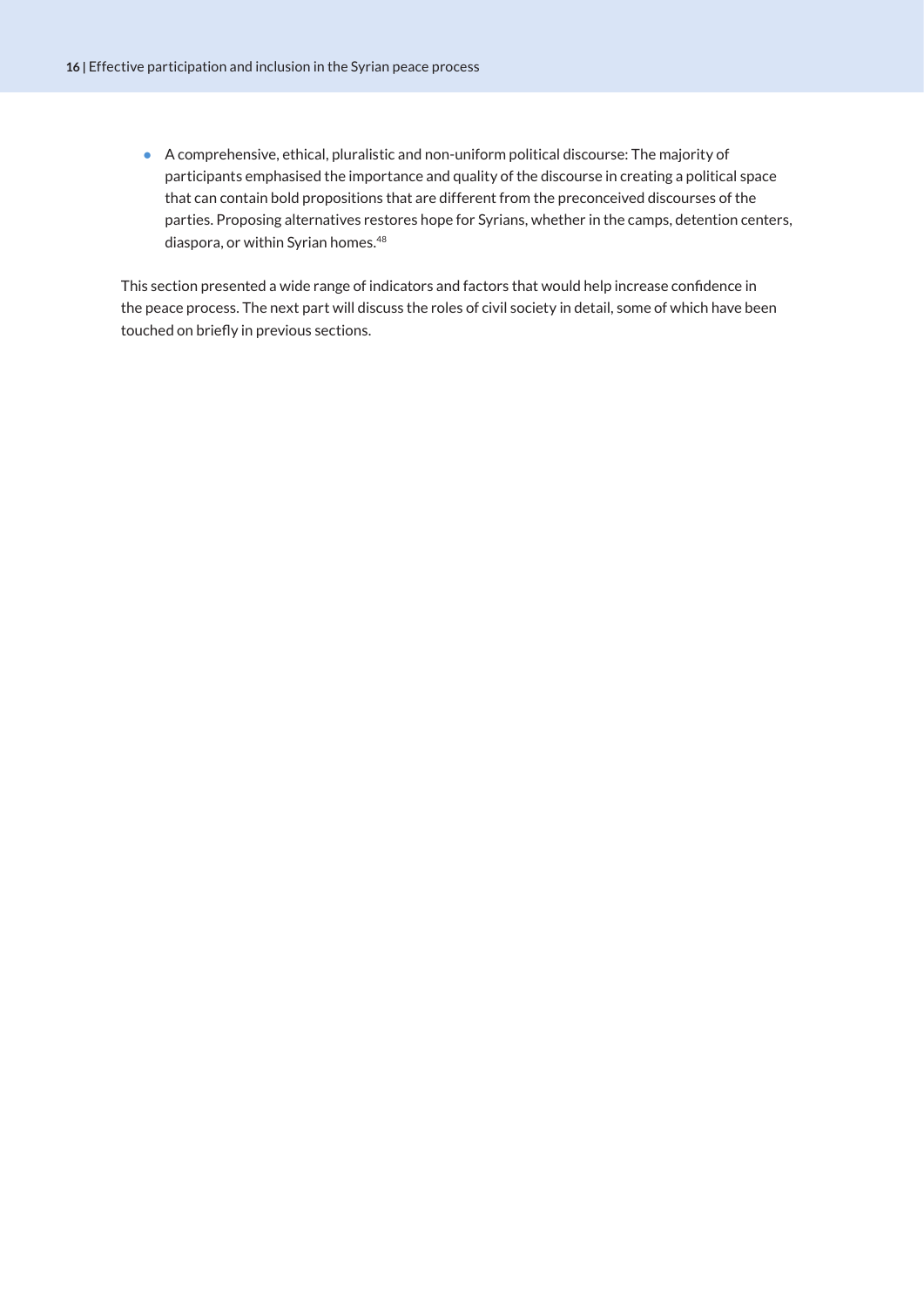- A comprehensive, ethical, pluralistic and non-uniform political discourse: The majority of participants emphasised the importance and quality of the discourse in creating a political space that can contain bold propositions that are different from the preconceived discourses of the parties. Proposing alternatives restores hope for Syrians, whether in the camps, detention centers, diaspora, or within Syrian homes.[48]

This section presented a wide range of indicators and factors that would help increase confidence in the peace process. The next part will discuss the roles of civil society in detail, some of which have been touched on briefly in previous sections.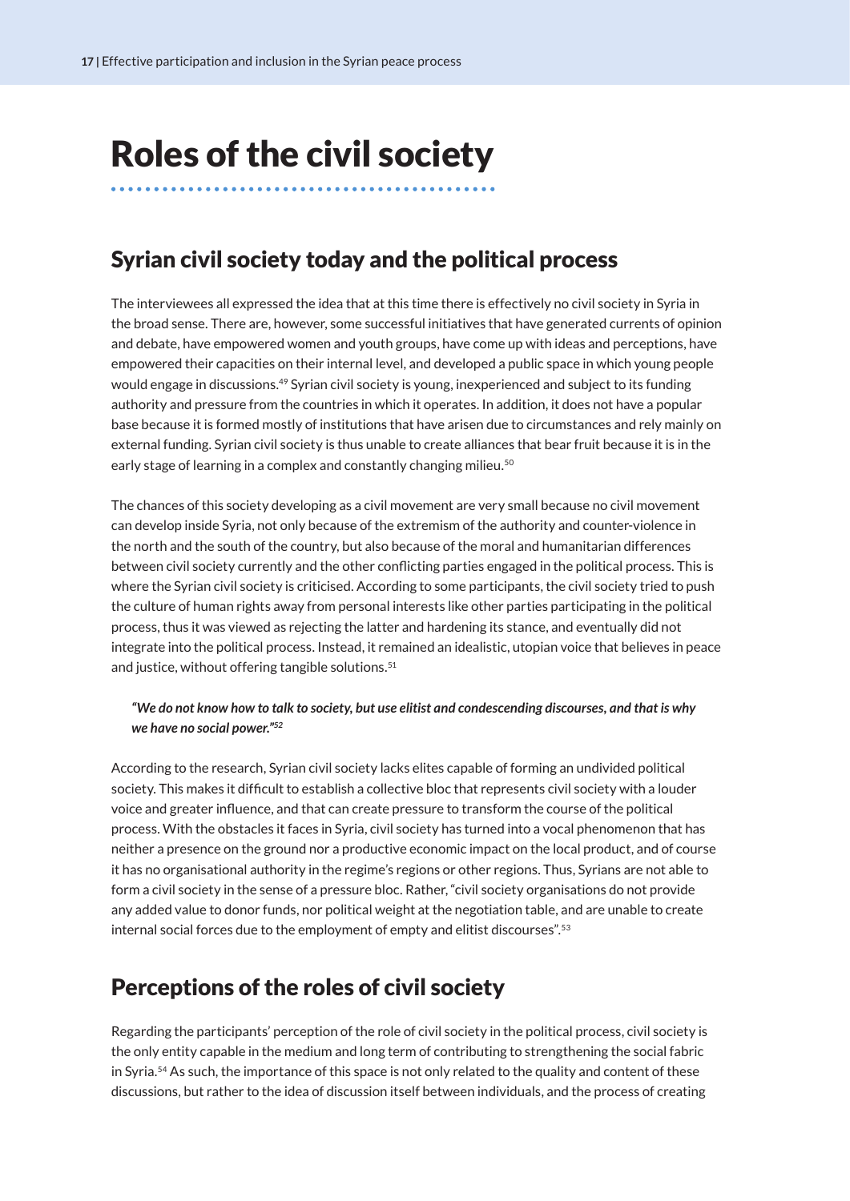# Roles of the civil society

## Syrian civil society today and the political process

The interviewees all expressed the idea that at this time there is effectively no civil society in Syria in the broad sense. There are, however, some successful initiatives that have generated currents of opinion and debate, have empowered women and youth groups, have come up with ideas and perceptions, have empowered their capacities on their internal level, and developed a public space in which young people would engage in discussions.[49] Syrian civil society is young, inexperienced and subject to its funding authority and pressure from the countries in which it operates. In addition, it does not have a popular base because it is formed mostly of institutions that have arisen due to circumstances and rely mainly on external funding. Syrian civil society is thus unable to create alliances that bear fruit because it is in the early stage of learning in a complex and constantly changing milieu.[50]

The chances of this society developing as a civil movement are very small because no civil movement can develop inside Syria, not only because of the extremism of the authority and counter-violence in the north and the south of the country, but also because of the moral and humanitarian differences between civil society currently and the other conflicting parties engaged in the political process. This is where the Syrian civil society is criticised. According to some participants, the civil society tried to push the culture of human rights away from personal interests like other parties participating in the political process, thus it was viewed as rejecting the latter and hardening its stance, and eventually did not integrate into the political process. Instead, it remained an idealistic, utopian voice that believes in peace and justice, without offering tangible solutions.[51]

> ***"We do not know how to talk to society, but use elitist and condescending discourses, and that is why we have no social power."[52]***

According to the research, Syrian civil society lacks elites capable of forming an undivided political society. This makes it difficult to establish a collective bloc that represents civil society with a louder voice and greater influence, and that can create pressure to transform the course of the political process. With the obstacles it faces in Syria, civil society has turned into a vocal phenomenon that has neither a presence on the ground nor a productive economic impact on the local product, and of course it has no organisational authority in the regime's regions or other regions. Thus, Syrians are not able to form a civil society in the sense of a pressure bloc. Rather, "civil society organisations do not provide any added value to donor funds, nor political weight at the negotiation table, and are unable to create internal social forces due to the employment of empty and elitist discourses".[53]

## Perceptions of the roles of civil society

Regarding the participants' perception of the role of civil society in the political process, civil society is the only entity capable in the medium and long term of contributing to strengthening the social fabric in Syria.[54] As such, the importance of this space is not only related to the quality and content of these discussions, but rather to the idea of discussion itself between individuals, and the process of creating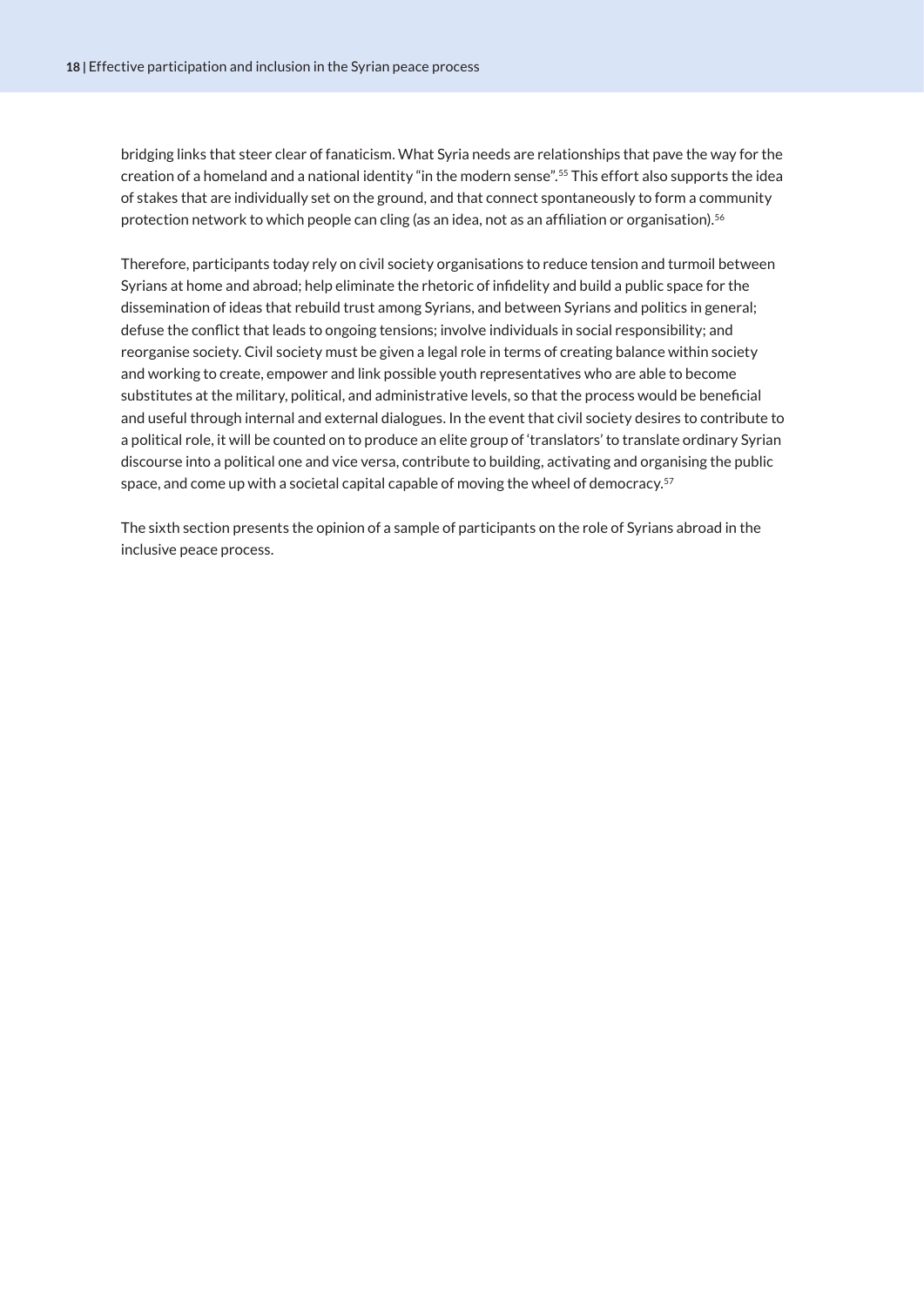bridging links that steer clear of fanaticism. What Syria needs are relationships that pave the way for the creation of a homeland and a national identity "in the modern sense".[55] This effort also supports the idea of stakes that are individually set on the ground, and that connect spontaneously to form a community protection network to which people can cling (as an idea, not as an affiliation or organisation).[56]

Therefore, participants today rely on civil society organisations to reduce tension and turmoil between Syrians at home and abroad; help eliminate the rhetoric of infidelity and build a public space for the dissemination of ideas that rebuild trust among Syrians, and between Syrians and politics in general; defuse the conflict that leads to ongoing tensions; involve individuals in social responsibility; and reorganise society. Civil society must be given a legal role in terms of creating balance within society and working to create, empower and link possible youth representatives who are able to become substitutes at the military, political, and administrative levels, so that the process would be beneficial and useful through internal and external dialogues. In the event that civil society desires to contribute to a political role, it will be counted on to produce an elite group of 'translators' to translate ordinary Syrian discourse into a political one and vice versa, contribute to building, activating and organising the public space, and come up with a societal capital capable of moving the wheel of democracy.[57]

The sixth section presents the opinion of a sample of participants on the role of Syrians abroad in the inclusive peace process.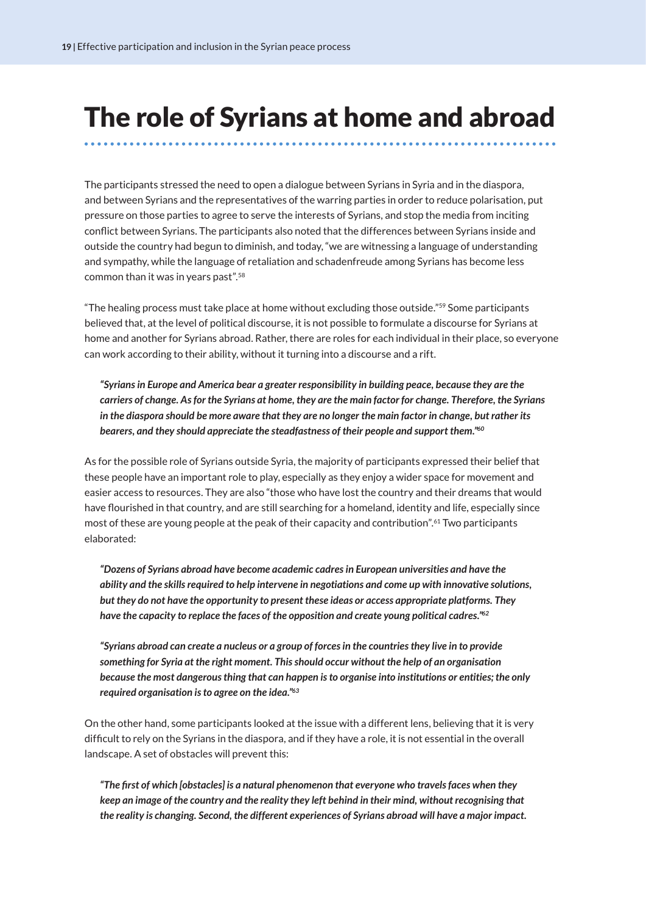# The role of Syrians at home and abroad

The participants stressed the need to open a dialogue between Syrians in Syria and in the diaspora, and between Syrians and the representatives of the warring parties in order to reduce polarisation, put pressure on those parties to agree to serve the interests of Syrians, and stop the media from inciting conflict between Syrians. The participants also noted that the differences between Syrians inside and outside the country had begun to diminish, and today, "we are witnessing a language of understanding and sympathy, while the language of retaliation and schadenfreude among Syrians has become less common than it was in years past".[58]

"The healing process must take place at home without excluding those outside."[59] Some participants believed that, at the level of political discourse, it is not possible to formulate a discourse for Syrians at home and another for Syrians abroad. Rather, there are roles for each individual in their place, so everyone can work according to their ability, without it turning into a discourse and a rift.

> ***"Syrians in Europe and America bear a greater responsibility in building peace, because they are the carriers of change. As for the Syrians at home, they are the main factor for change. Therefore, the Syrians in the diaspora should be more aware that they are no longer the main factor in change, but rather its bearers, and they should appreciate the steadfastness of their people and support them."[60]***

As for the possible role of Syrians outside Syria, the majority of participants expressed their belief that these people have an important role to play, especially as they enjoy a wider space for movement and easier access to resources. They are also "those who have lost the country and their dreams that would have flourished in that country, and are still searching for a homeland, identity and life, especially since most of these are young people at the peak of their capacity and contribution".[61] Two participants elaborated:

> ***"Dozens of Syrians abroad have become academic cadres in European universities and have the ability and the skills required to help intervene in negotiations and come up with innovative solutions, but they do not have the opportunity to present these ideas or access appropriate platforms. They have the capacity to replace the faces of the opposition and create young political cadres."[62]***

> ***"Syrians abroad can create a nucleus or a group of forces in the countries they live in to provide something for Syria at the right moment. This should occur without the help of an organisation because the most dangerous thing that can happen is to organise into institutions or entities; the only required organisation is to agree on the idea."[63]***

On the other hand, some participants looked at the issue with a different lens, believing that it is very difficult to rely on the Syrians in the diaspora, and if they have a role, it is not essential in the overall landscape. A set of obstacles will prevent this:

> ***"The first of which [obstacles] is a natural phenomenon that everyone who travels faces when they keep an image of the country and the reality they left behind in their mind, without recognising that the reality is changing. Second, the different experiences of Syrians abroad will have a major impact.***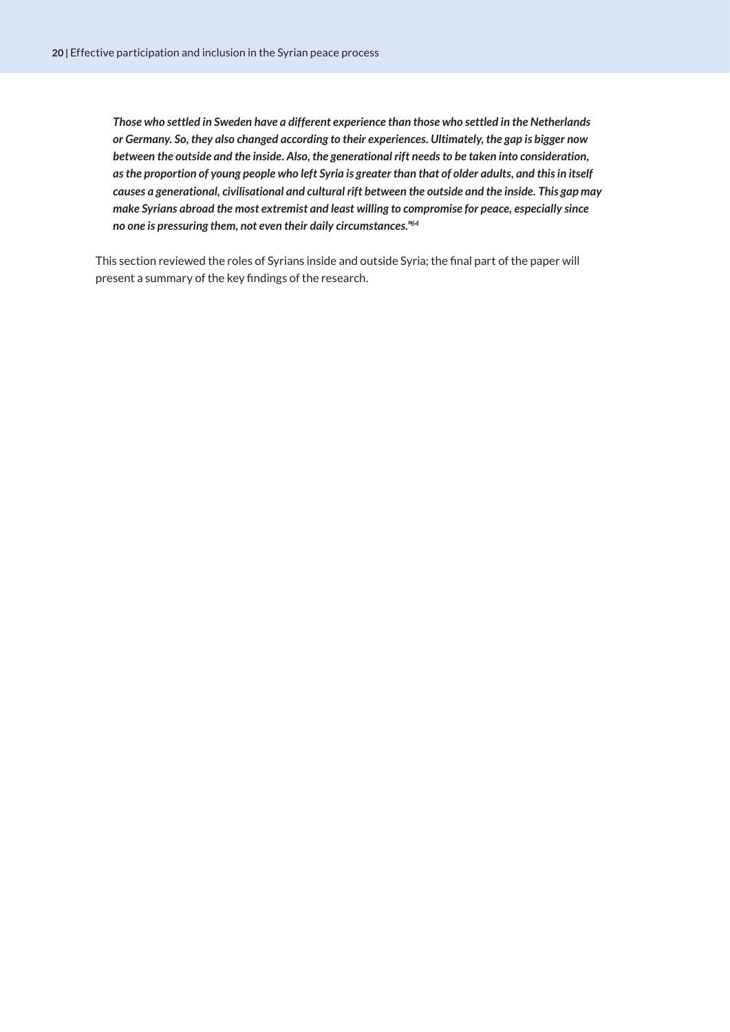***Those who settled in Sweden have a different experience than those who settled in the Netherlands or Germany. So, they also changed according to their experiences. Ultimately, the gap is bigger now between the outside and the inside. Also, the generational rift needs to be taken into consideration, as the proportion of young people who left Syria is greater than that of older adults, and this in itself causes a generational, civilisational and cultural rift between the outside and the inside. This gap may make Syrians abroad the most extremist and least willing to compromise for peace, especially since no one is pressuring them, not even their daily circumstances."***[64]

This section reviewed the roles of Syrians inside and outside Syria; the final part of the paper will present a summary of the key findings of the research.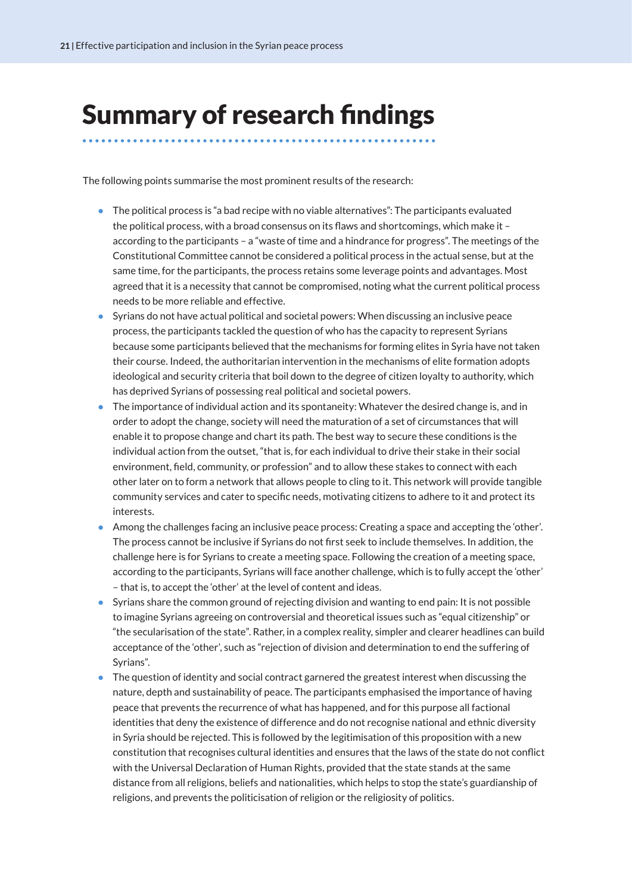# Summary of research findings

The following points summarise the most prominent results of the research:

- The political process is "a bad recipe with no viable alternatives": The participants evaluated the political process, with a broad consensus on its flaws and shortcomings, which make it – according to the participants – a "waste of time and a hindrance for progress". The meetings of the Constitutional Committee cannot be considered a political process in the actual sense, but at the same time, for the participants, the process retains some leverage points and advantages. Most agreed that it is a necessity that cannot be compromised, noting what the current political process needs to be more reliable and effective.
- Syrians do not have actual political and societal powers: When discussing an inclusive peace process, the participants tackled the question of who has the capacity to represent Syrians because some participants believed that the mechanisms for forming elites in Syria have not taken their course. Indeed, the authoritarian intervention in the mechanisms of elite formation adopts ideological and security criteria that boil down to the degree of citizen loyalty to authority, which has deprived Syrians of possessing real political and societal powers.
- The importance of individual action and its spontaneity: Whatever the desired change is, and in order to adopt the change, society will need the maturation of a set of circumstances that will enable it to propose change and chart its path. The best way to secure these conditions is the individual action from the outset, "that is, for each individual to drive their stake in their social environment, field, community, or profession" and to allow these stakes to connect with each other later on to form a network that allows people to cling to it. This network will provide tangible community services and cater to specific needs, motivating citizens to adhere to it and protect its interests.
- Among the challenges facing an inclusive peace process: Creating a space and accepting the 'other'. The process cannot be inclusive if Syrians do not first seek to include themselves. In addition, the challenge here is for Syrians to create a meeting space. Following the creation of a meeting space, according to the participants, Syrians will face another challenge, which is to fully accept the 'other' – that is, to accept the 'other' at the level of content and ideas.
- Syrians share the common ground of rejecting division and wanting to end pain: It is not possible to imagine Syrians agreeing on controversial and theoretical issues such as "equal citizenship" or "the secularisation of the state". Rather, in a complex reality, simpler and clearer headlines can build acceptance of the 'other', such as "rejection of division and determination to end the suffering of Syrians".
- The question of identity and social contract garnered the greatest interest when discussing the nature, depth and sustainability of peace. The participants emphasised the importance of having peace that prevents the recurrence of what has happened, and for this purpose all factional identities that deny the existence of difference and do not recognise national and ethnic diversity in Syria should be rejected. This is followed by the legitimisation of this proposition with a new constitution that recognises cultural identities and ensures that the laws of the state do not conflict with the Universal Declaration of Human Rights, provided that the state stands at the same distance from all religions, beliefs and nationalities, which helps to stop the state's guardianship of religions, and prevents the politicisation of religion or the religiosity of politics.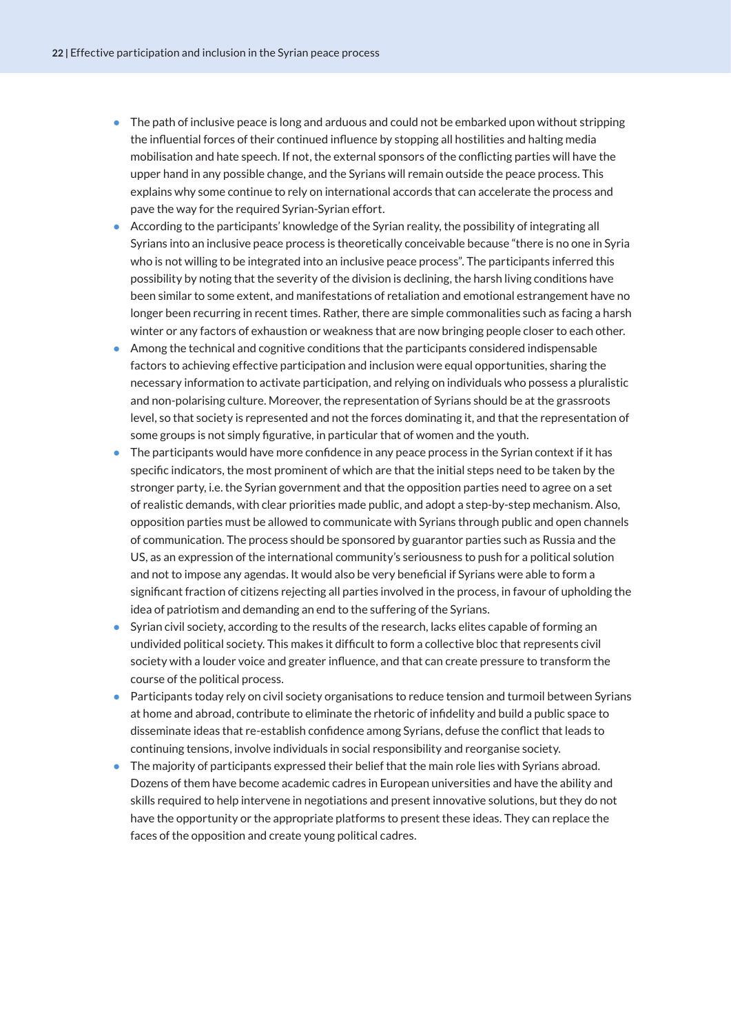- The path of inclusive peace is long and arduous and could not be embarked upon without stripping the influential forces of their continued influence by stopping all hostilities and halting media mobilisation and hate speech. If not, the external sponsors of the conflicting parties will have the upper hand in any possible change, and the Syrians will remain outside the peace process. This explains why some continue to rely on international accords that can accelerate the process and pave the way for the required Syrian-Syrian effort.
- According to the participants' knowledge of the Syrian reality, the possibility of integrating all Syrians into an inclusive peace process is theoretically conceivable because "there is no one in Syria who is not willing to be integrated into an inclusive peace process". The participants inferred this possibility by noting that the severity of the division is declining, the harsh living conditions have been similar to some extent, and manifestations of retaliation and emotional estrangement have no longer been recurring in recent times. Rather, there are simple commonalities such as facing a harsh winter or any factors of exhaustion or weakness that are now bringing people closer to each other.
- Among the technical and cognitive conditions that the participants considered indispensable factors to achieving effective participation and inclusion were equal opportunities, sharing the necessary information to activate participation, and relying on individuals who possess a pluralistic and non-polarising culture. Moreover, the representation of Syrians should be at the grassroots level, so that society is represented and not the forces dominating it, and that the representation of some groups is not simply figurative, in particular that of women and the youth.
- The participants would have more confidence in any peace process in the Syrian context if it has specific indicators, the most prominent of which are that the initial steps need to be taken by the stronger party, i.e. the Syrian government and that the opposition parties need to agree on a set of realistic demands, with clear priorities made public, and adopt a step-by-step mechanism. Also, opposition parties must be allowed to communicate with Syrians through public and open channels of communication. The process should be sponsored by guarantor parties such as Russia and the US, as an expression of the international community's seriousness to push for a political solution and not to impose any agendas. It would also be very beneficial if Syrians were able to form a significant fraction of citizens rejecting all parties involved in the process, in favour of upholding the idea of patriotism and demanding an end to the suffering of the Syrians.
- Syrian civil society, according to the results of the research, lacks elites capable of forming an undivided political society. This makes it difficult to form a collective bloc that represents civil society with a louder voice and greater influence, and that can create pressure to transform the course of the political process.
- Participants today rely on civil society organisations to reduce tension and turmoil between Syrians at home and abroad, contribute to eliminate the rhetoric of infidelity and build a public space to disseminate ideas that re-establish confidence among Syrians, defuse the conflict that leads to continuing tensions, involve individuals in social responsibility and reorganise society.
- The majority of participants expressed their belief that the main role lies with Syrians abroad. Dozens of them have become academic cadres in European universities and have the ability and skills required to help intervene in negotiations and present innovative solutions, but they do not have the opportunity or the appropriate platforms to present these ideas. They can replace the faces of the opposition and create young political cadres.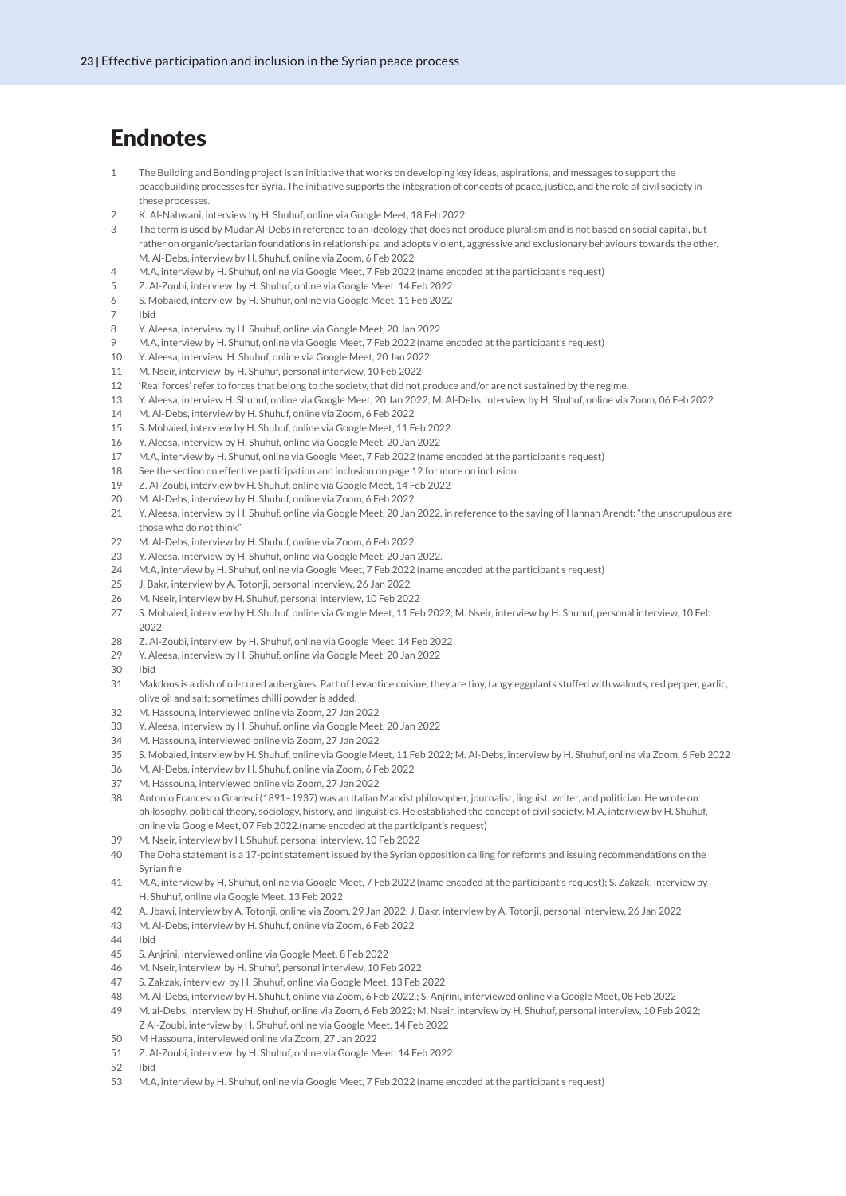# Endnotes

1. The Building and Bonding project is an initiative that works on developing key ideas, aspirations, and messages to support the peacebuilding processes for Syria. The initiative supports the integration of concepts of peace, justice, and the role of civil society in these processes.
2. K. Al-Nabwani, interview by H. Shuhuf, online via Google Meet, 18 Feb 2022
3. The term is used by Mudar Al-Debs in reference to an ideology that does not produce pluralism and is not based on social capital, but rather on organic/sectarian foundations in relationships, and adopts violent, aggressive and exclusionary behaviours towards the other. M. Al-Debs, interview by H. Shuhuf, online via Zoom, 6 Feb 2022
4. M.A, interview by H. Shuhuf, online via Google Meet, 7 Feb 2022 (name encoded at the participant's request)
5. Z. Al-Zoubi, interview by H. Shuhuf, online via Google Meet, 14 Feb 2022
6. S. Mobaied, interview by H. Shuhuf, online via Google Meet, 11 Feb 2022
7. Ibid
8. Y. Aleesa, interview by H. Shuhuf, online via Google Meet, 20 Jan 2022
9. M.A, interview by H. Shuhuf, online via Google Meet, 7 Feb 2022 (name encoded at the participant's request)
10. Y. Aleesa, interview H. Shuhuf, online via Google Meet, 20 Jan 2022
11. M. Nseir, interview by H. Shuhuf, personal interview, 10 Feb 2022
12. 'Real forces' refer to forces that belong to the society, that did not produce and/or are not sustained by the regime.
13. Y. Aleesa, interview H. Shuhuf, online via Google Meet, 20 Jan 2022; M. Al-Debs, interview by H. Shuhuf, online via Zoom, 06 Feb 2022
14. M. Al-Debs, interview by H. Shuhuf, online via Zoom, 6 Feb 2022
15. S. Mobaied, interview by H. Shuhuf, online via Google Meet, 11 Feb 2022
16. Y. Aleesa, interview by H. Shuhuf, online via Google Meet, 20 Jan 2022
17. M.A, interview by H. Shuhuf, online via Google Meet, 7 Feb 2022 (name encoded at the participant's request)
18. See the section on effective participation and inclusion on page 12 for more on inclusion.
19. Z. Al-Zoubi, interview by H. Shuhuf, online via Google Meet, 14 Feb 2022
20. M. Al-Debs, interview by H. Shuhuf, online via Zoom, 6 Feb 2022
21. Y. Aleesa, interview by H. Shuhuf, online via Google Meet, 20 Jan 2022, in reference to the saying of Hannah Arendt: "the unscrupulous are those who do not think"
22. M. Al-Debs, interview by H. Shuhuf, online via Zoom, 6 Feb 2022
23. Y. Aleesa, interview by H. Shuhuf, online via Google Meet, 20 Jan 2022.
24. M.A, interview by H. Shuhuf, online via Google Meet, 7 Feb 2022 (name encoded at the participant's request)
25. J. Bakr, interview by A. Totonji, personal interview, 26 Jan 2022
26. M. Nseir, interview by H. Shuhuf, personal interview, 10 Feb 2022
27. S. Mobaied, interview by H. Shuhuf, online via Google Meet, 11 Feb 2022; M. Nseir, interview by H. Shuhuf, personal interview, 10 Feb 2022
28. Z. Al-Zoubi, interview by H. Shuhuf, online via Google Meet, 14 Feb 2022
29. Y. Aleesa, interview by H. Shuhuf, online via Google Meet, 20 Jan 2022
30. Ibid
31. Makdous is a dish of oil-cured aubergines. Part of Levantine cuisine, they are tiny, tangy eggplants stuffed with walnuts, red pepper, garlic, olive oil and salt; sometimes chilli powder is added.
32. M. Hassouna, interviewed online via Zoom, 27 Jan 2022
33. Y. Aleesa, interview by H. Shuhuf, online via Google Meet, 20 Jan 2022
34. M. Hassouna, interviewed online via Zoom, 27 Jan 2022
35. S. Mobaied, interview by H. Shuhuf, online via Google Meet, 11 Feb 2022; M. Al-Debs, interview by H. Shuhuf, online via Zoom, 6 Feb 2022
36. M. Al-Debs, interview by H. Shuhuf, online via Zoom, 6 Feb 2022
37. M. Hassouna, interviewed online via Zoom, 27 Jan 2022
38. Antonio Francesco Gramsci (1891–1937) was an Italian Marxist philosopher, journalist, linguist, writer, and politician. He wrote on philosophy, political theory, sociology, history, and linguistics. He established the concept of civil society. M.A, interview by H. Shuhuf, online via Google Meet, 07 Feb 2022.(name encoded at the participant's request)
39. M. Nseir, interview by H. Shuhuf, personal interview, 10 Feb 2022
40. The Doha statement is a 17-point statement issued by the Syrian opposition calling for reforms and issuing recommendations on the Syrian file
41. M.A, interview by H. Shuhuf, online via Google Meet, 7 Feb 2022 (name encoded at the participant's request); S. Zakzak, interview by H. Shuhuf, online via Google Meet, 13 Feb 2022
42. A. Jbawi, interview by A. Totonji, online via Zoom, 29 Jan 2022; J. Bakr, interview by A. Totonji, personal interview, 26 Jan 2022
43. M. Al-Debs, interview by H. Shuhuf, online via Zoom, 6 Feb 2022
44. Ibid
45. S. Anjrini, interviewed online via Google Meet, 8 Feb 2022
46. M. Nseir, interview by H. Shuhuf, personal interview, 10 Feb 2022
47. S. Zakzak, interview by H. Shuhuf, online via Google Meet, 13 Feb 2022
48. M. Al-Debs, interview by H. Shuhuf, online via Zoom, 6 Feb 2022.; S. Anjrini, interviewed online via Google Meet, 08 Feb 2022
49. M. al-Debs, interview by H. Shuhuf, online via Zoom, 6 Feb 2022; M. Nseir, interview by H. Shuhuf, personal interview, 10 Feb 2022; Z Al-Zoubi, interview by H. Shuhuf, online via Google Meet, 14 Feb 2022
50. M Hassouna, interviewed online via Zoom, 27 Jan 2022
51. Z. Al-Zoubi, interview by H. Shuhuf, online via Google Meet, 14 Feb 2022
52. Ibid
53. M.A, interview by H. Shuhuf, online via Google Meet, 7 Feb 2022 (name encoded at the participant's request)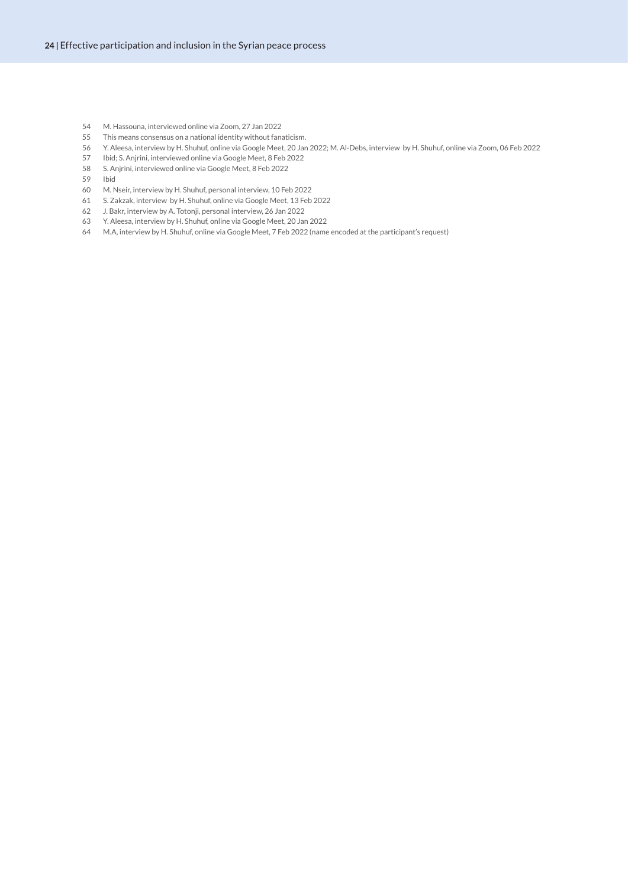54 M. Hassouna, interviewed online via Zoom, 27 Jan 2022

55 This means consensus on a national identity without fanaticism.

56 Y. Aleesa, interview by H. Shuhuf, online via Google Meet, 20 Jan 2022; M. Al-Debs, interview by H. Shuhuf, online via Zoom, 06 Feb 2022

57 Ibid; S. Anjrini, interviewed online via Google Meet, 8 Feb 2022

58 S. Anjrini, interviewed online via Google Meet, 8 Feb 2022

59 Ibid

60 M. Nseir, interview by H. Shuhuf, personal interview, 10 Feb 2022

61 S. Zakzak, interview by H. Shuhuf, online via Google Meet, 13 Feb 2022

62 J. Bakr, interview by A. Totonji, personal interview, 26 Jan 2022

63 Y. Aleesa, interview by H. Shuhuf, online via Google Meet, 20 Jan 2022

64 M.A, interview by H. Shuhuf, online via Google Meet, 7 Feb 2022 (name encoded at the participant's request)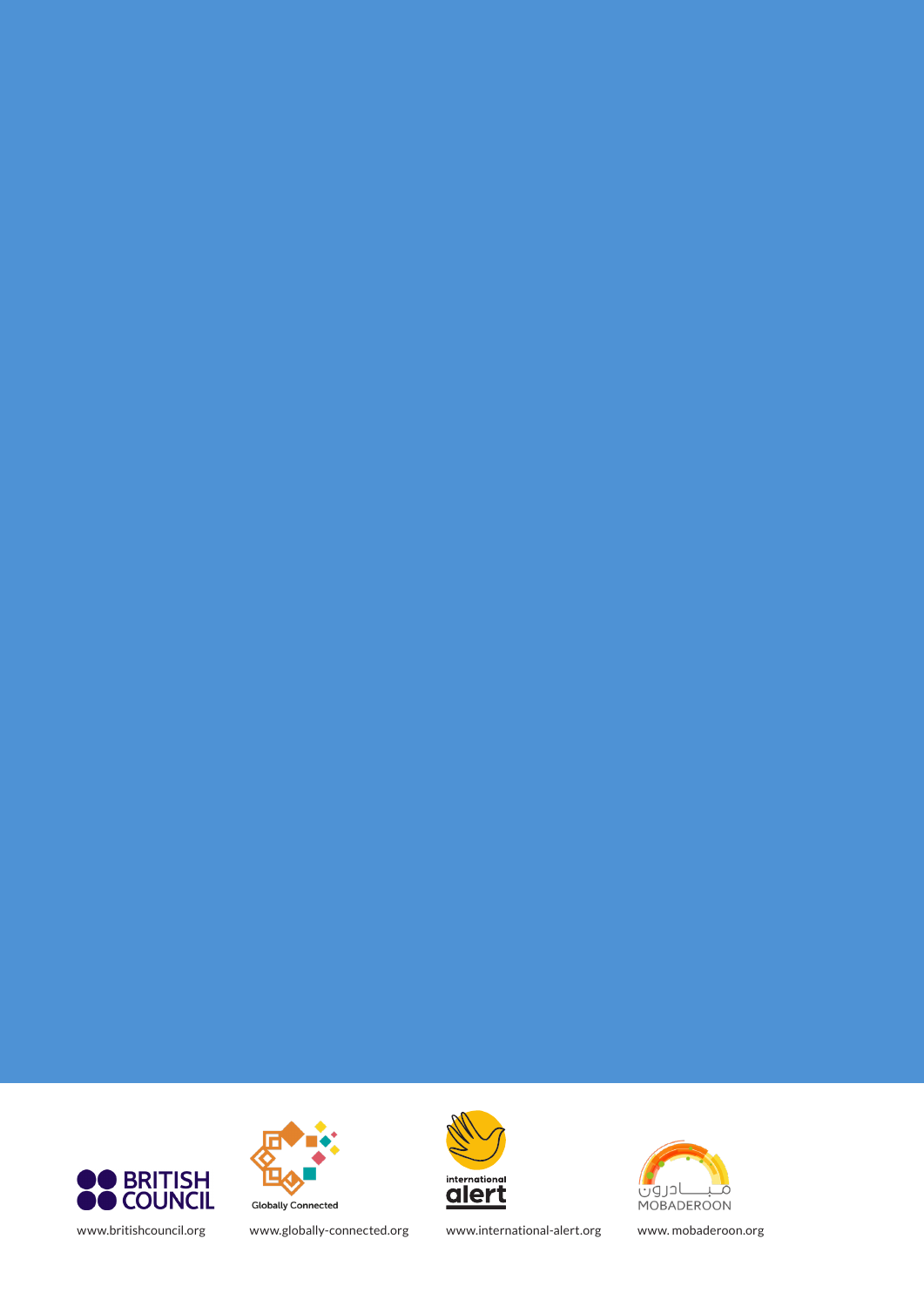BRITISH COUNCIL

www.britishcouncil.org

Globally Connected

www.globally-connected.org

international alert

www.international-alert.org

مبادرون
MOBADEROON

www. mobaderoon.org